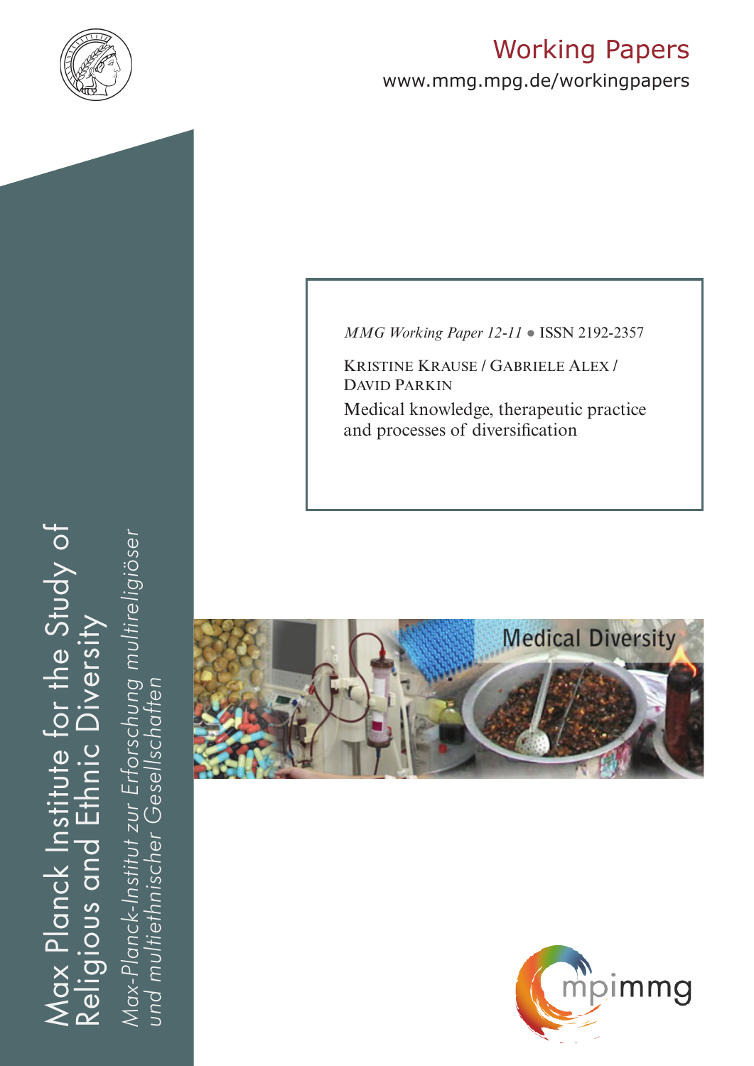Working Papers

www.mmg.mpg.de/workingpapers

*MMG Working Paper 12-11* ● ISSN 2192-2357

KRISTINE KRAUSE / GABRIELE ALEX / DAVID PARKIN

# Medical knowledge, therapeutic practice and processes of diversification

Medical Diversity

Max Planck Institute for the Study of Religious and Ethnic Diversity

*Max-Planck-Institut zur Erforschung multireligiöser und multiethnischer Gesellschaften*

mpimmg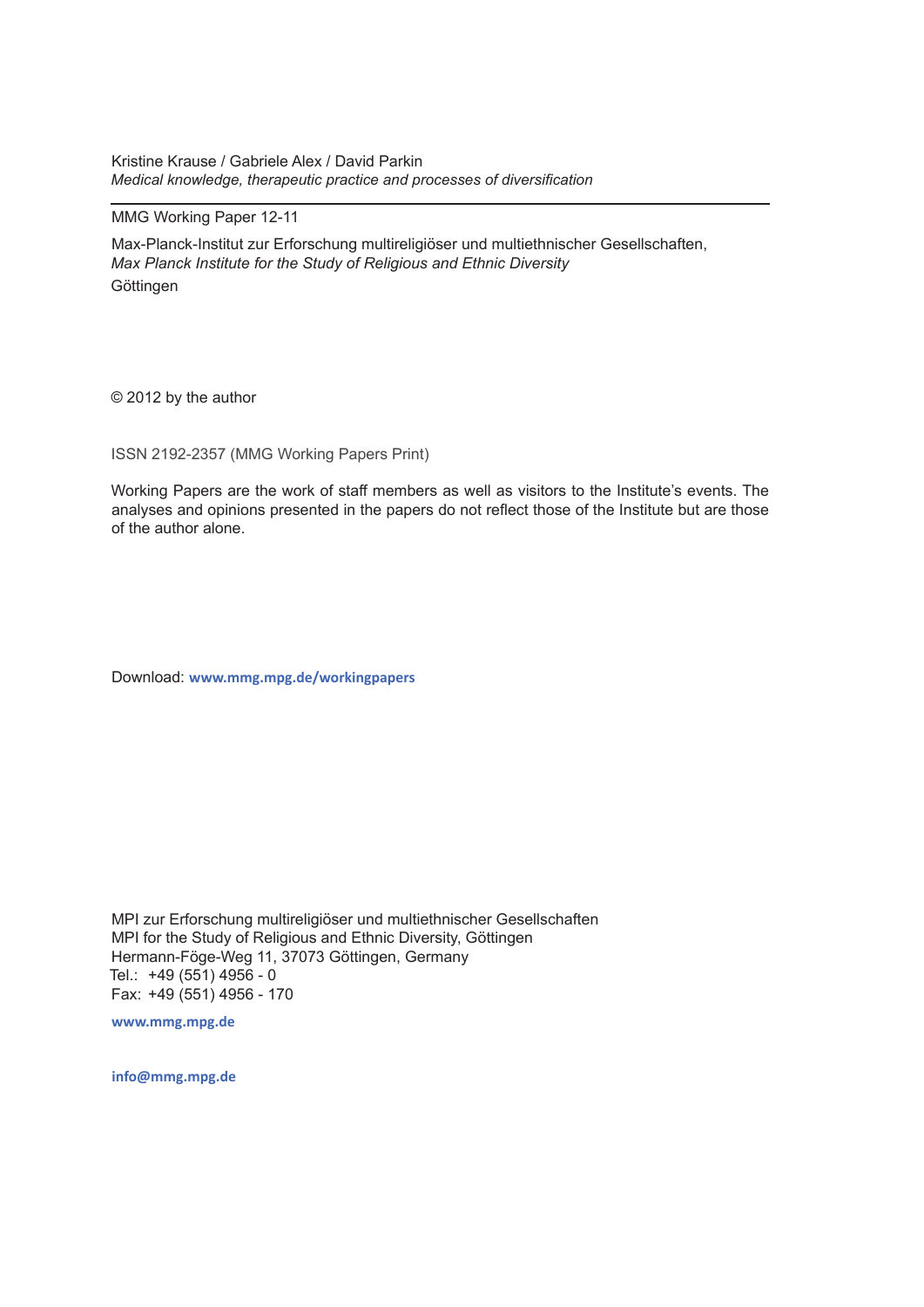Kristine Krause / Gabriele Alex / David Parkin
*Medical knowledge, therapeutic practice and processes of diversification*

---

MMG Working Paper 12-11

Max-Planck-Institut zur Erforschung multireligiöser und multiethnischer Gesellschaften,
*Max Planck Institute for the Study of Religious and Ethnic Diversity*
Göttingen

© 2012 by the author

ISSN 2192-2357 (MMG Working Papers Print)

Working Papers are the work of staff members as well as visitors to the Institute's events. The analyses and opinions presented in the papers do not reflect those of the Institute but are those of the author alone.

Download: **www.mmg.mpg.de/workingpapers**

MPI zur Erforschung multireligiöser und multiethnischer Gesellschaften
MPI for the Study of Religious and Ethnic Diversity, Göttingen
Hermann-Föge-Weg 11, 37073 Göttingen, Germany
Tel.: +49 (551) 4956 - 0
Fax: +49 (551) 4956 - 170

**www.mmg.mpg.de**

**info@mmg.mpg.de**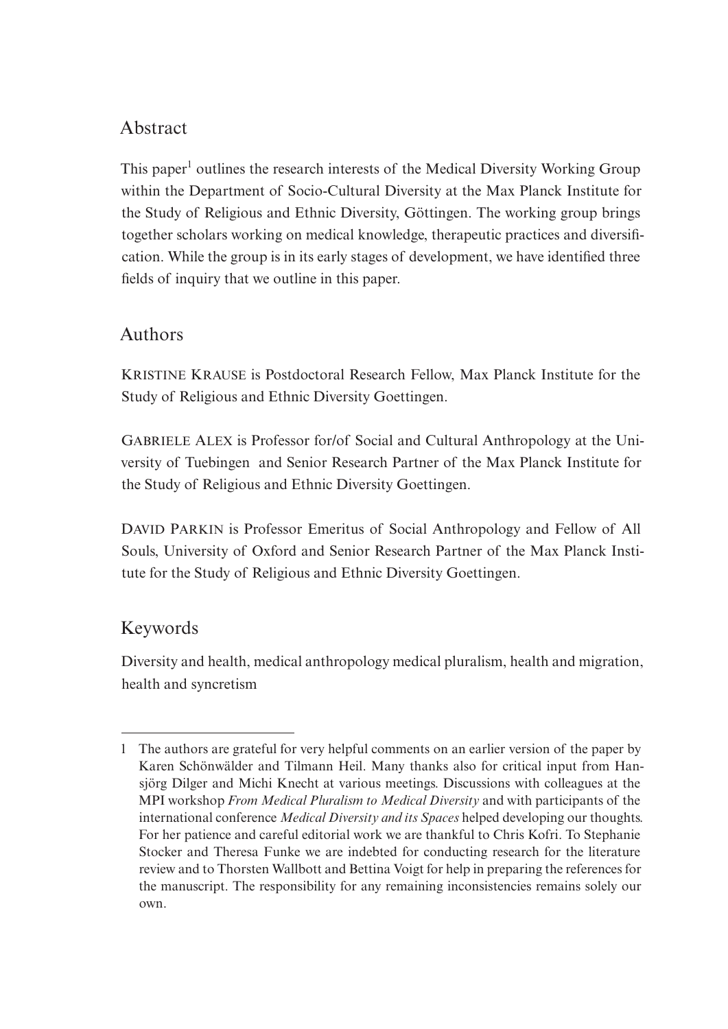## Abstract

This paper[1] outlines the research interests of the Medical Diversity Working Group within the Department of Socio-Cultural Diversity at the Max Planck Institute for the Study of Religious and Ethnic Diversity, Göttingen. The working group brings together scholars working on medical knowledge, therapeutic practices and diversification. While the group is in its early stages of development, we have identified three fields of inquiry that we outline in this paper.

## Authors

KRISTINE KRAUSE is Postdoctoral Research Fellow, Max Planck Institute for the Study of Religious and Ethnic Diversity Goettingen.

GABRIELE ALEX is Professor for/of Social and Cultural Anthropology at the University of Tuebingen and Senior Research Partner of the Max Planck Institute for the Study of Religious and Ethnic Diversity Goettingen.

DAVID PARKIN is Professor Emeritus of Social Anthropology and Fellow of All Souls, University of Oxford and Senior Research Partner of the Max Planck Institute for the Study of Religious and Ethnic Diversity Goettingen.

## Keywords

Diversity and health, medical anthropology medical pluralism, health and migration, health and syncretism

---

1 The authors are grateful for very helpful comments on an earlier version of the paper by Karen Schönwälder and Tilmann Heil. Many thanks also for critical input from Hansjörg Dilger and Michi Knecht at various meetings. Discussions with colleagues at the MPI workshop *From Medical Pluralism to Medical Diversity* and with participants of the international conference *Medical Diversity and its Spaces* helped developing our thoughts. For her patience and careful editorial work we are thankful to Chris Kofri. To Stephanie Stocker and Theresa Funke we are indebted for conducting research for the literature review and to Thorsten Wallbott and Bettina Voigt for help in preparing the references for the manuscript. The responsibility for any remaining inconsistencies remains solely our own.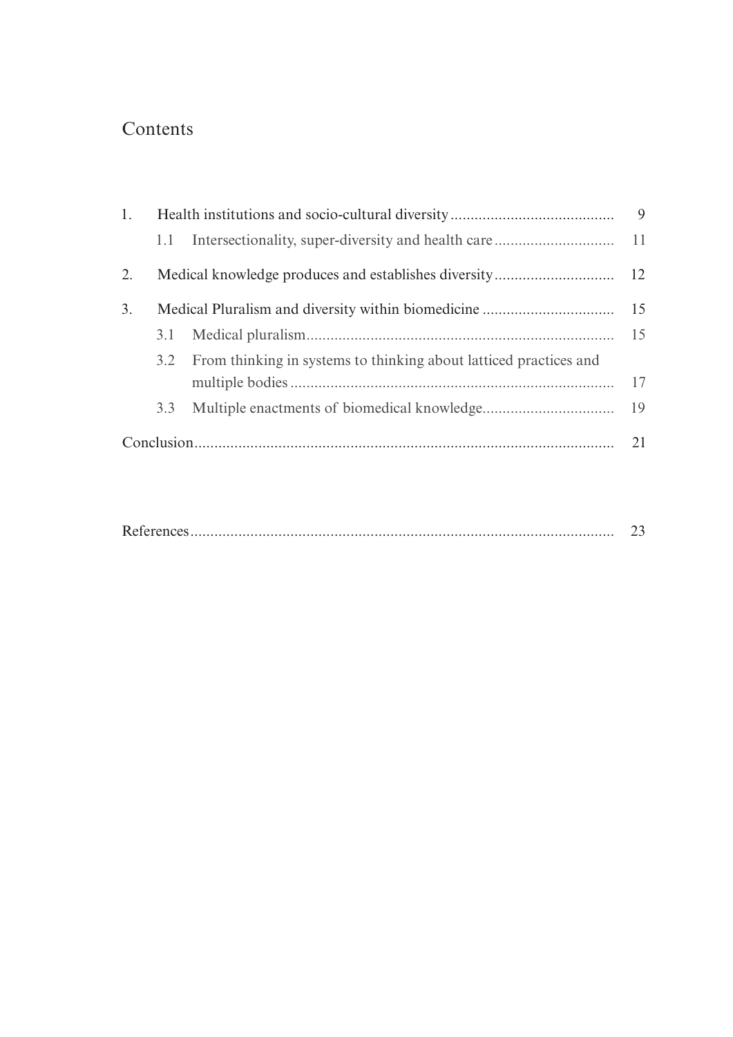# Contents

| | | |
|---|---|---|
| 1. | Health institutions and socio-cultural diversity | 9 |
| | 1.1 Intersectionality, super-diversity and health care | 11 |
| 2. | Medical knowledge produces and establishes diversity | 12 |
| 3. | Medical Pluralism and diversity within biomedicine | 15 |
| | 3.1 Medical pluralism | 15 |
| | 3.2 From thinking in systems to thinking about latticed practices and multiple bodies | 17 |
| | 3.3 Multiple enactments of biomedical knowledge | 19 |
| Conclusion | | 21 |
| References | | 23 |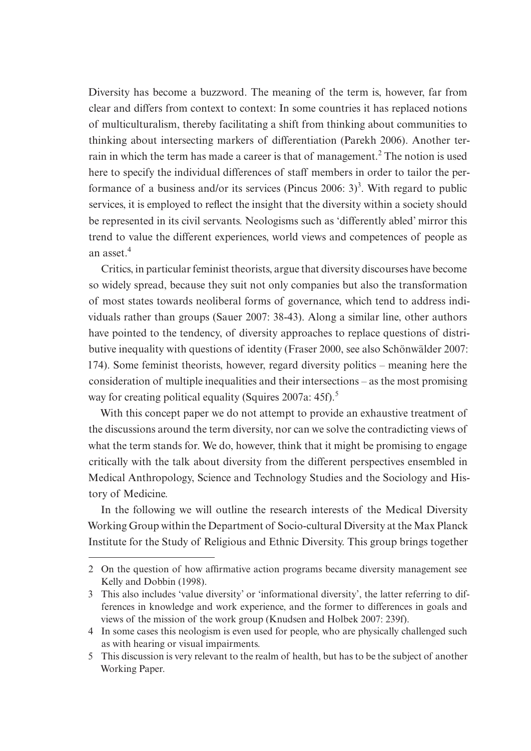Diversity has become a buzzword. The meaning of the term is, however, far from clear and differs from context to context: In some countries it has replaced notions of multiculturalism, thereby facilitating a shift from thinking about communities to thinking about intersecting markers of differentiation (Parekh 2006). Another terrain in which the term has made a career is that of management.[2] The notion is used here to specify the individual differences of staff members in order to tailor the performance of a business and/or its services (Pincus 2006: 3)[3]. With regard to public services, it is employed to reflect the insight that the diversity within a society should be represented in its civil servants. Neologisms such as 'differently abled' mirror this trend to value the different experiences, world views and competences of people as an asset.[4]

Critics, in particular feminist theorists, argue that diversity discourses have become so widely spread, because they suit not only companies but also the transformation of most states towards neoliberal forms of governance, which tend to address individuals rather than groups (Sauer 2007: 38-43). Along a similar line, other authors have pointed to the tendency, of diversity approaches to replace questions of distributive inequality with questions of identity (Fraser 2000, see also Schönwälder 2007: 174). Some feminist theorists, however, regard diversity politics – meaning here the consideration of multiple inequalities and their intersections – as the most promising way for creating political equality (Squires 2007a: 45f).[5]

With this concept paper we do not attempt to provide an exhaustive treatment of the discussions around the term diversity, nor can we solve the contradicting views of what the term stands for. We do, however, think that it might be promising to engage critically with the talk about diversity from the different perspectives ensembled in Medical Anthropology, Science and Technology Studies and the Sociology and History of Medicine.

In the following we will outline the research interests of the Medical Diversity Working Group within the Department of Socio-cultural Diversity at the Max Planck Institute for the Study of Religious and Ethnic Diversity. This group brings together

---

2 On the question of how affirmative action programs became diversity management see Kelly and Dobbin (1998).

3 This also includes 'value diversity' or 'informational diversity', the latter referring to differences in knowledge and work experience, and the former to differences in goals and views of the mission of the work group (Knudsen and Holbek 2007: 239f).

4 In some cases this neologism is even used for people, who are physically challenged such as with hearing or visual impairments.

5 This discussion is very relevant to the realm of health, but has to be the subject of another Working Paper.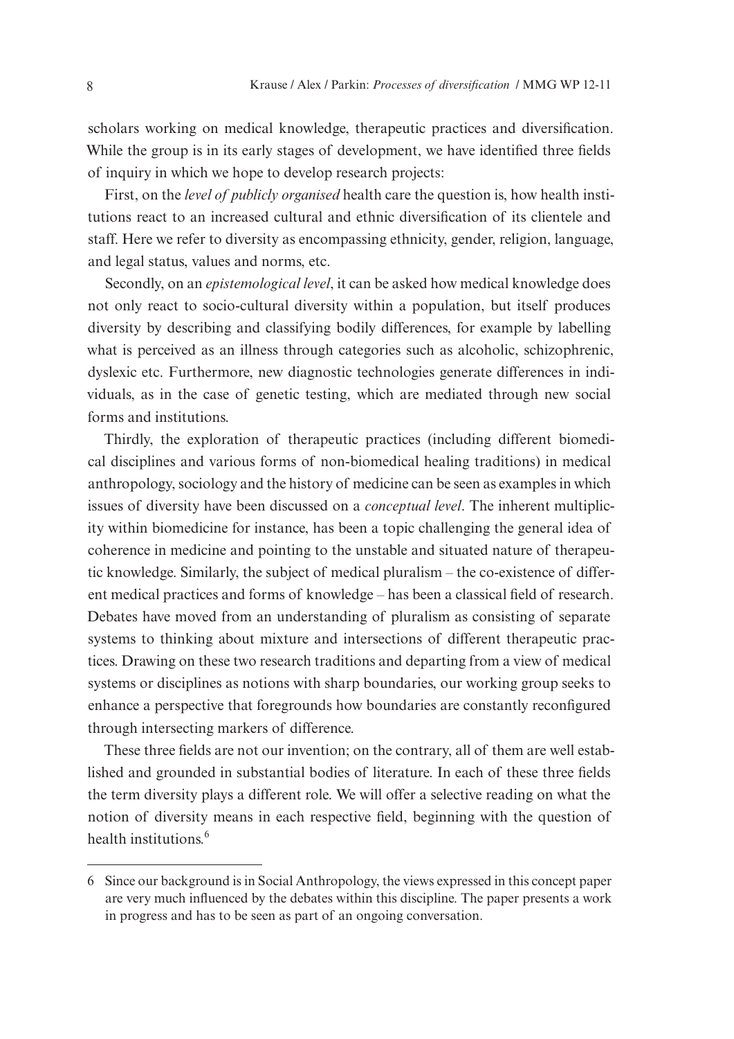scholars working on medical knowledge, therapeutic practices and diversification. While the group is in its early stages of development, we have identified three fields of inquiry in which we hope to develop research projects:

First, on the *level of publicly organised* health care the question is, how health institutions react to an increased cultural and ethnic diversification of its clientele and staff. Here we refer to diversity as encompassing ethnicity, gender, religion, language, and legal status, values and norms, etc.

Secondly, on an *epistemological level*, it can be asked how medical knowledge does not only react to socio-cultural diversity within a population, but itself produces diversity by describing and classifying bodily differences, for example by labelling what is perceived as an illness through categories such as alcoholic, schizophrenic, dyslexic etc. Furthermore, new diagnostic technologies generate differences in individuals, as in the case of genetic testing, which are mediated through new social forms and institutions.

Thirdly, the exploration of therapeutic practices (including different biomedical disciplines and various forms of non-biomedical healing traditions) in medical anthropology, sociology and the history of medicine can be seen as examples in which issues of diversity have been discussed on a *conceptual level*. The inherent multiplicity within biomedicine for instance, has been a topic challenging the general idea of coherence in medicine and pointing to the unstable and situated nature of therapeutic knowledge. Similarly, the subject of medical pluralism – the co-existence of different medical practices and forms of knowledge – has been a classical field of research. Debates have moved from an understanding of pluralism as consisting of separate systems to thinking about mixture and intersections of different therapeutic practices. Drawing on these two research traditions and departing from a view of medical systems or disciplines as notions with sharp boundaries, our working group seeks to enhance a perspective that foregrounds how boundaries are constantly reconfigured through intersecting markers of difference.

These three fields are not our invention; on the contrary, all of them are well established and grounded in substantial bodies of literature. In each of these three fields the term diversity plays a different role. We will offer a selective reading on what the notion of diversity means in each respective field, beginning with the question of health institutions.[6]

---

6 Since our background is in Social Anthropology, the views expressed in this concept paper are very much influenced by the debates within this discipline. The paper presents a work in progress and has to be seen as part of an ongoing conversation.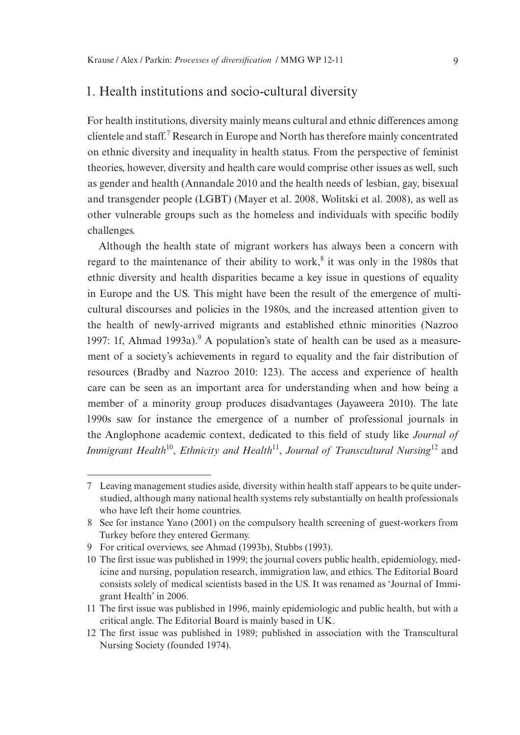## 1. Health institutions and socio-cultural diversity

For health institutions, diversity mainly means cultural and ethnic differences among clientele and staff.[7] Research in Europe and North has therefore mainly concentrated on ethnic diversity and inequality in health status. From the perspective of feminist theories, however, diversity and health care would comprise other issues as well, such as gender and health (Annandale 2010 and the health needs of lesbian, gay, bisexual and transgender people (LGBT) (Mayer et al. 2008, Wolitski et al. 2008), as well as other vulnerable groups such as the homeless and individuals with specific bodily challenges.

Although the health state of migrant workers has always been a concern with regard to the maintenance of their ability to work,[8] it was only in the 1980s that ethnic diversity and health disparities became a key issue in questions of equality in Europe and the US. This might have been the result of the emergence of multicultural discourses and policies in the 1980s, and the increased attention given to the health of newly-arrived migrants and established ethnic minorities (Nazroo 1997: 1f, Ahmad 1993a).[9] A population's state of health can be used as a measurement of a society's achievements in regard to equality and the fair distribution of resources (Bradby and Nazroo 2010: 123). The access and experience of health care can be seen as an important area for understanding when and how being a member of a minority group produces disadvantages (Jayaweera 2010). The late 1990s saw for instance the emergence of a number of professional journals in the Anglophone academic context, dedicated to this field of study like *Journal of Immigrant Health*[10], *Ethnicity and Health*[11], *Journal of Transcultural Nursing*[12] and

---

7 Leaving management studies aside, diversity within health staff appears to be quite understudied, although many national health systems rely substantially on health professionals who have left their home countries.

8 See for instance Yano (2001) on the compulsory health screening of guest-workers from Turkey before they entered Germany.

9 For critical overviews, see Ahmad (1993b), Stubbs (1993).

10 The first issue was published in 1999; the journal covers public health, epidemiology, medicine and nursing, population research, immigration law, and ethics. The Editorial Board consists solely of medical scientists based in the US. It was renamed as 'Journal of Immigrant Health' in 2006.

11 The first issue was published in 1996, mainly epidemiologic and public health, but with a critical angle. The Editorial Board is mainly based in UK.

12 The first issue was published in 1989; published in association with the Transcultural Nursing Society (founded 1974).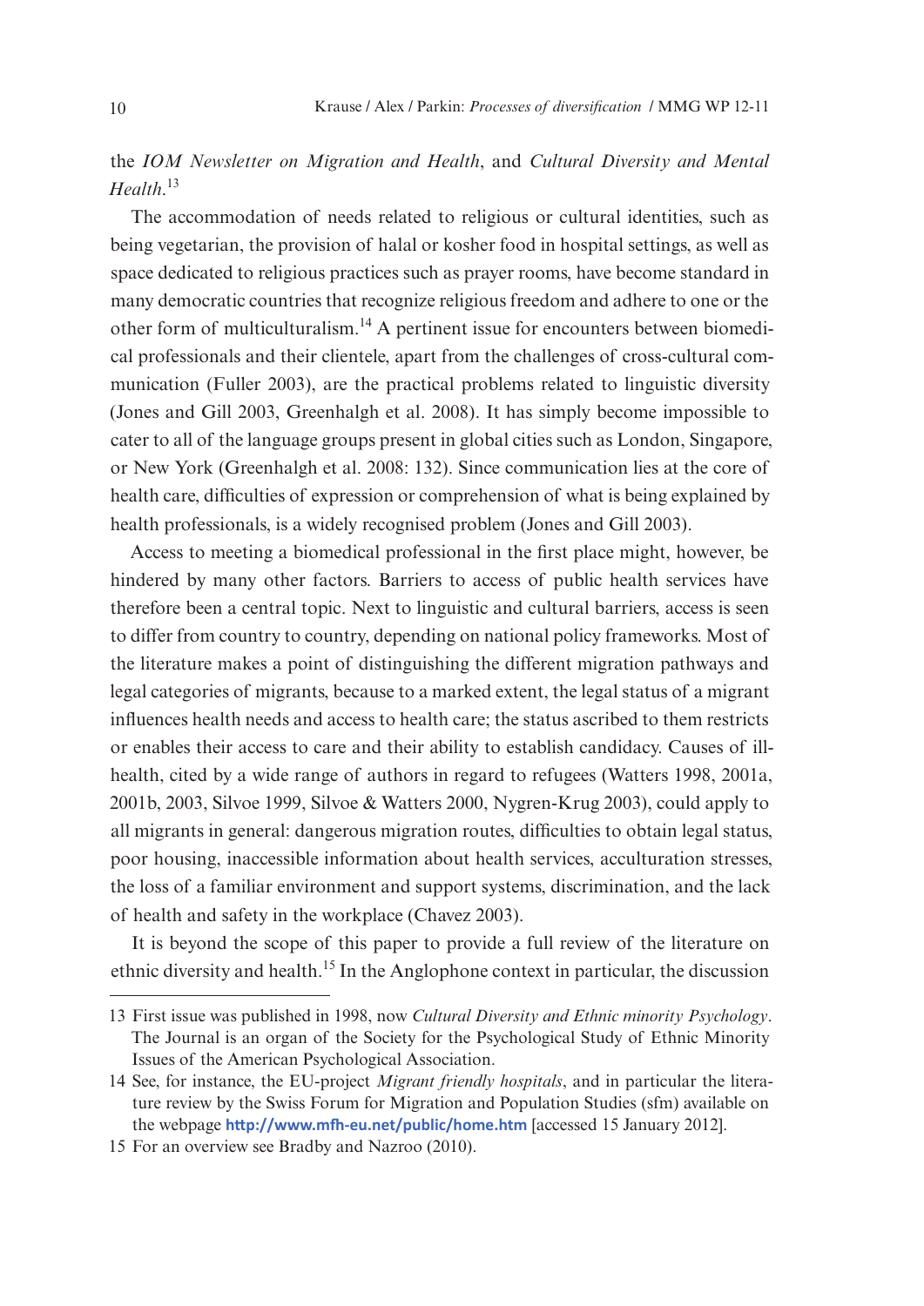the *IOM Newsletter on Migration and Health*, and *Cultural Diversity and Mental Health*.[13]

The accommodation of needs related to religious or cultural identities, such as being vegetarian, the provision of halal or kosher food in hospital settings, as well as space dedicated to religious practices such as prayer rooms, have become standard in many democratic countries that recognize religious freedom and adhere to one or the other form of multiculturalism.[14] A pertinent issue for encounters between biomedical professionals and their clientele, apart from the challenges of cross-cultural communication (Fuller 2003), are the practical problems related to linguistic diversity (Jones and Gill 2003, Greenhalgh et al. 2008). It has simply become impossible to cater to all of the language groups present in global cities such as London, Singapore, or New York (Greenhalgh et al. 2008: 132). Since communication lies at the core of health care, difficulties of expression or comprehension of what is being explained by health professionals, is a widely recognised problem (Jones and Gill 2003).

Access to meeting a biomedical professional in the first place might, however, be hindered by many other factors. Barriers to access of public health services have therefore been a central topic. Next to linguistic and cultural barriers, access is seen to differ from country to country, depending on national policy frameworks. Most of the literature makes a point of distinguishing the different migration pathways and legal categories of migrants, because to a marked extent, the legal status of a migrant influences health needs and access to health care; the status ascribed to them restricts or enables their access to care and their ability to establish candidacy. Causes of ill-health, cited by a wide range of authors in regard to refugees (Watters 1998, 2001a, 2001b, 2003, Silvoe 1999, Silvoe & Watters 2000, Nygren-Krug 2003), could apply to all migrants in general: dangerous migration routes, difficulties to obtain legal status, poor housing, inaccessible information about health services, acculturation stresses, the loss of a familiar environment and support systems, discrimination, and the lack of health and safety in the workplace (Chavez 2003).

It is beyond the scope of this paper to provide a full review of the literature on ethnic diversity and health.[15] In the Anglophone context in particular, the discussion

---

13 First issue was published in 1998, now *Cultural Diversity and Ethnic minority Psychology*. The Journal is an organ of the Society for the Psychological Study of Ethnic Minority Issues of the American Psychological Association.

14 See, for instance, the EU-project *Migrant friendly hospitals*, and in particular the literature review by the Swiss Forum for Migration and Population Studies (sfm) available on the webpage http://www.mfh-eu.net/public/home.htm [accessed 15 January 2012].

15 For an overview see Bradby and Nazroo (2010).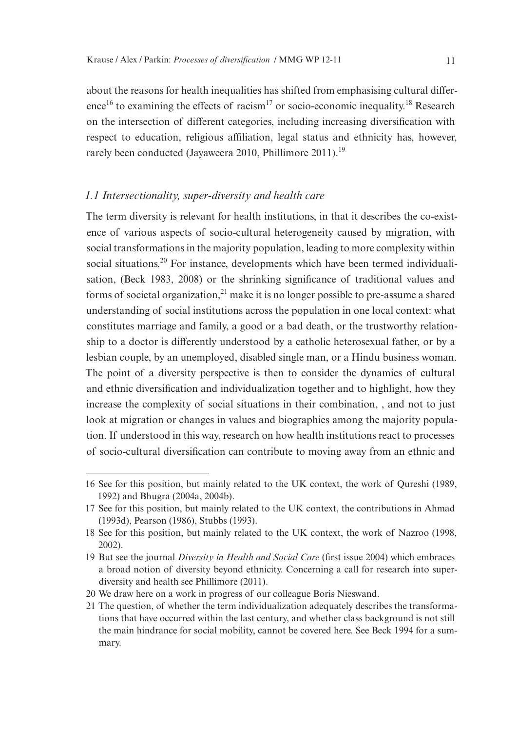about the reasons for health inequalities has shifted from emphasising cultural difference[16] to examining the effects of racism[17] or socio-economic inequality.[18] Research on the intersection of different categories, including increasing diversification with respect to education, religious affiliation, legal status and ethnicity has, however, rarely been conducted (Jayaweera 2010, Phillimore 2011).[19]

### *1.1 Intersectionality, super-diversity and health care*

The term diversity is relevant for health institutions, in that it describes the co-existence of various aspects of socio-cultural heterogeneity caused by migration, with social transformations in the majority population, leading to more complexity within social situations.[20] For instance, developments which have been termed individualisation, (Beck 1983, 2008) or the shrinking significance of traditional values and forms of societal organization,[21] make it is no longer possible to pre-assume a shared understanding of social institutions across the population in one local context: what constitutes marriage and family, a good or a bad death, or the trustworthy relationship to a doctor is differently understood by a catholic heterosexual father, or by a lesbian couple, by an unemployed, disabled single man, or a Hindu business woman. The point of a diversity perspective is then to consider the dynamics of cultural and ethnic diversification and individualization together and to highlight, how they increase the complexity of social situations in their combination, , and not to just look at migration or changes in values and biographies among the majority population. If understood in this way, research on how health institutions react to processes of socio-cultural diversification can contribute to moving away from an ethnic and

---

16 See for this position, but mainly related to the UK context, the work of Qureshi (1989, 1992) and Bhugra (2004a, 2004b).

17 See for this position, but mainly related to the UK context, the contributions in Ahmad (1993d), Pearson (1986), Stubbs (1993).

18 See for this position, but mainly related to the UK context, the work of Nazroo (1998, 2002).

19 But see the journal *Diversity in Health and Social Care* (first issue 2004) which embraces a broad notion of diversity beyond ethnicity. Concerning a call for research into super-diversity and health see Phillimore (2011).

20 We draw here on a work in progress of our colleague Boris Nieswand.

21 The question, of whether the term individualization adequately describes the transformations that have occurred within the last century, and whether class background is not still the main hindrance for social mobility, cannot be covered here. See Beck 1994 for a summary.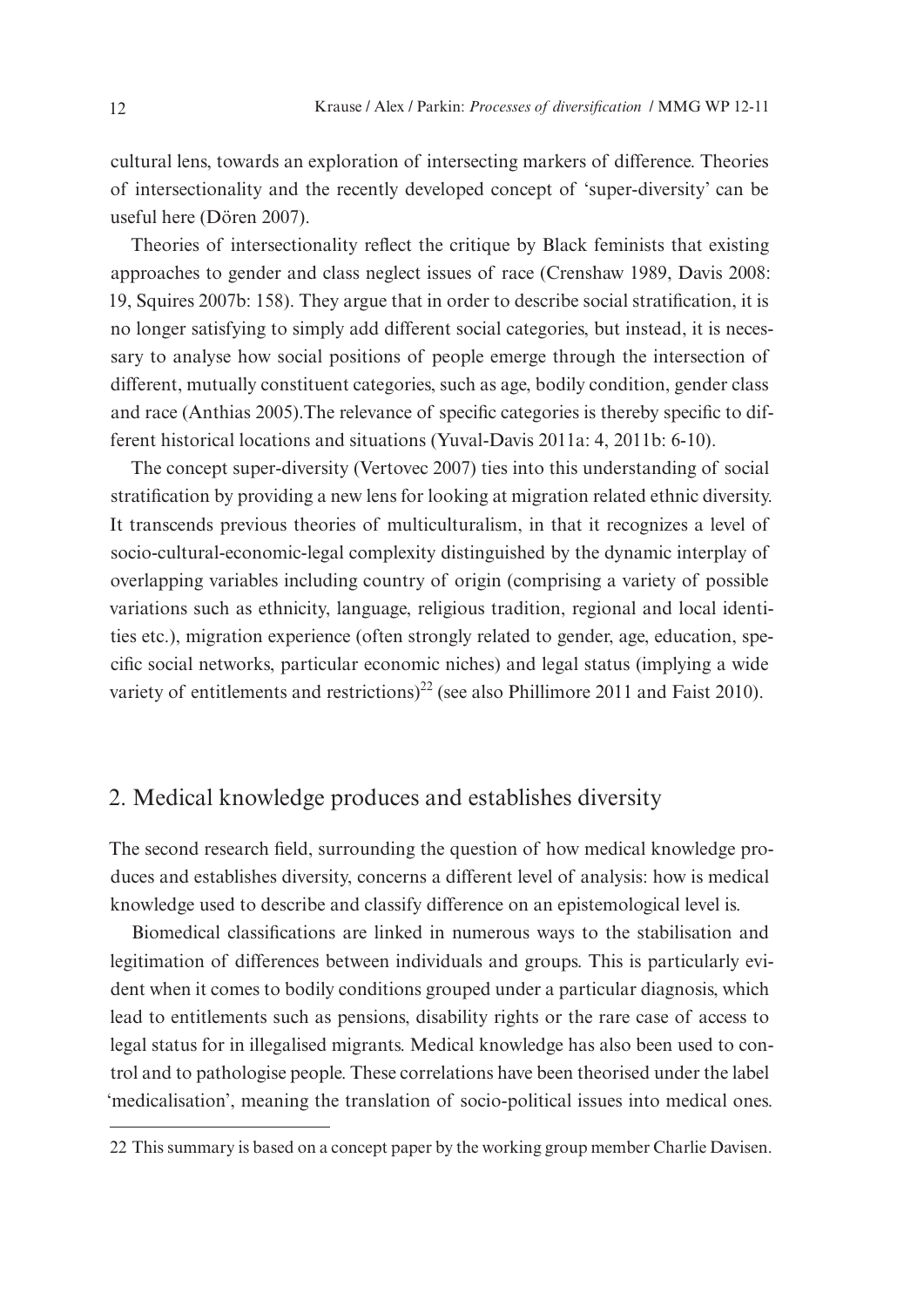cultural lens, towards an exploration of intersecting markers of difference. Theories of intersectionality and the recently developed concept of 'super-diversity' can be useful here (Dören 2007).

Theories of intersectionality reflect the critique by Black feminists that existing approaches to gender and class neglect issues of race (Crenshaw 1989, Davis 2008: 19, Squires 2007b: 158). They argue that in order to describe social stratification, it is no longer satisfying to simply add different social categories, but instead, it is necessary to analyse how social positions of people emerge through the intersection of different, mutually constituent categories, such as age, bodily condition, gender class and race (Anthias 2005).The relevance of specific categories is thereby specific to different historical locations and situations (Yuval-Davis 2011a: 4, 2011b: 6-10).

The concept super-diversity (Vertovec 2007) ties into this understanding of social stratification by providing a new lens for looking at migration related ethnic diversity. It transcends previous theories of multiculturalism, in that it recognizes a level of socio-cultural-economic-legal complexity distinguished by the dynamic interplay of overlapping variables including country of origin (comprising a variety of possible variations such as ethnicity, language, religious tradition, regional and local identities etc.), migration experience (often strongly related to gender, age, education, specific social networks, particular economic niches) and legal status (implying a wide variety of entitlements and restrictions)[22] (see also Phillimore 2011 and Faist 2010).

## 2. Medical knowledge produces and establishes diversity

The second research field, surrounding the question of how medical knowledge produces and establishes diversity, concerns a different level of analysis: how is medical knowledge used to describe and classify difference on an epistemological level is.

Biomedical classifications are linked in numerous ways to the stabilisation and legitimation of differences between individuals and groups. This is particularly evident when it comes to bodily conditions grouped under a particular diagnosis, which lead to entitlements such as pensions, disability rights or the rare case of access to legal status for in illegalised migrants. Medical knowledge has also been used to control and to pathologise people. These correlations have been theorised under the label 'medicalisation', meaning the translation of socio-political issues into medical ones.

22 This summary is based on a concept paper by the working group member Charlie Davisen.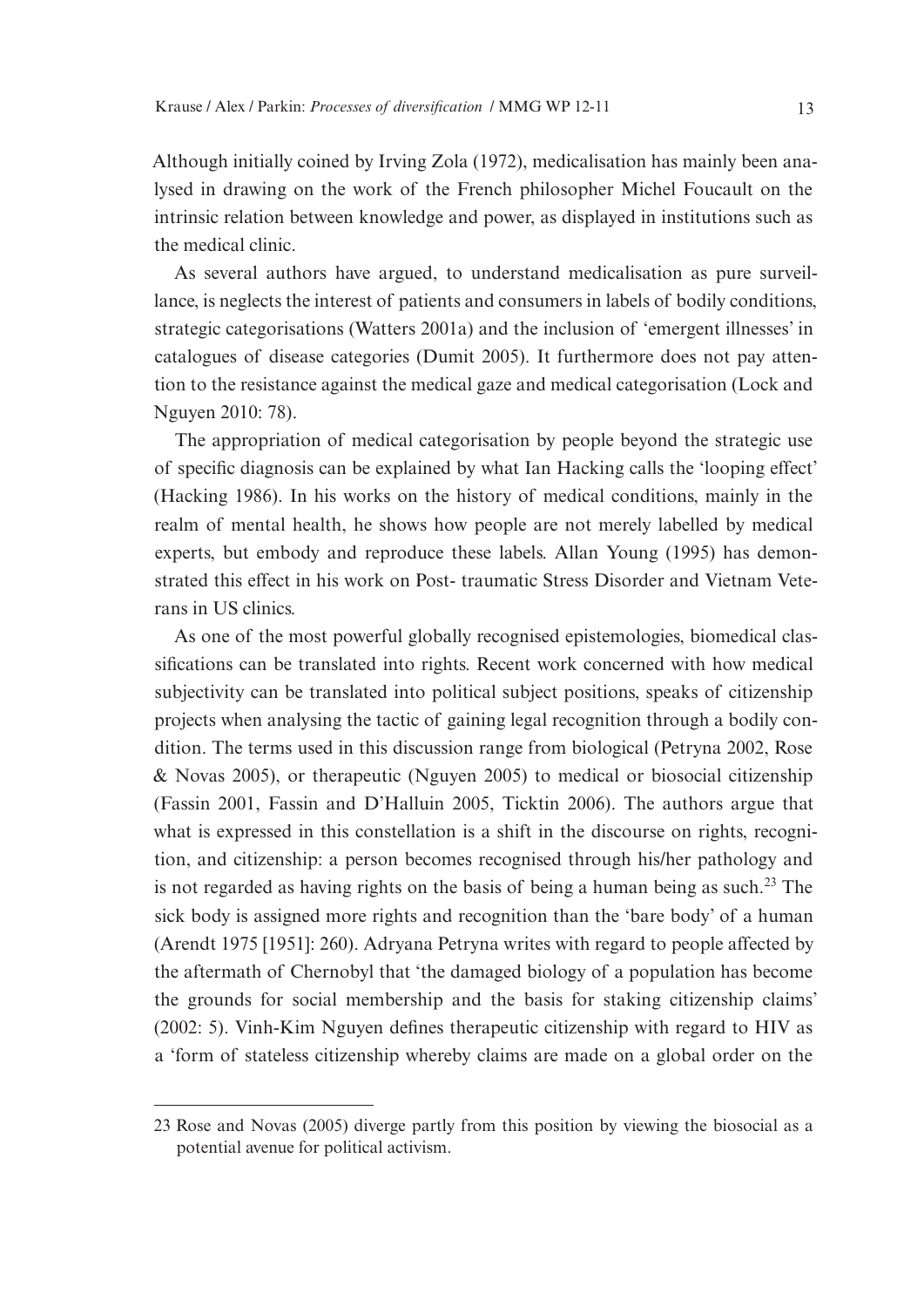Although initially coined by Irving Zola (1972), medicalisation has mainly been analysed in drawing on the work of the French philosopher Michel Foucault on the intrinsic relation between knowledge and power, as displayed in institutions such as the medical clinic.

As several authors have argued, to understand medicalisation as pure surveillance, is neglects the interest of patients and consumers in labels of bodily conditions, strategic categorisations (Watters 2001a) and the inclusion of 'emergent illnesses' in catalogues of disease categories (Dumit 2005). It furthermore does not pay attention to the resistance against the medical gaze and medical categorisation (Lock and Nguyen 2010: 78).

The appropriation of medical categorisation by people beyond the strategic use of specific diagnosis can be explained by what Ian Hacking calls the 'looping effect' (Hacking 1986). In his works on the history of medical conditions, mainly in the realm of mental health, he shows how people are not merely labelled by medical experts, but embody and reproduce these labels. Allan Young (1995) has demonstrated this effect in his work on Post- traumatic Stress Disorder and Vietnam Veterans in US clinics.

As one of the most powerful globally recognised epistemologies, biomedical classifications can be translated into rights. Recent work concerned with how medical subjectivity can be translated into political subject positions, speaks of citizenship projects when analysing the tactic of gaining legal recognition through a bodily condition. The terms used in this discussion range from biological (Petryna 2002, Rose & Novas 2005), or therapeutic (Nguyen 2005) to medical or biosocial citizenship (Fassin 2001, Fassin and D'Halluin 2005, Ticktin 2006). The authors argue that what is expressed in this constellation is a shift in the discourse on rights, recognition, and citizenship: a person becomes recognised through his/her pathology and is not regarded as having rights on the basis of being a human being as such.[23] The sick body is assigned more rights and recognition than the 'bare body' of a human (Arendt 1975 [1951]: 260). Adryana Petryna writes with regard to people affected by the aftermath of Chernobyl that 'the damaged biology of a population has become the grounds for social membership and the basis for staking citizenship claims' (2002: 5). Vinh-Kim Nguyen defines therapeutic citizenship with regard to HIV as a 'form of stateless citizenship whereby claims are made on a global order on the

23 Rose and Novas (2005) diverge partly from this position by viewing the biosocial as a potential avenue for political activism.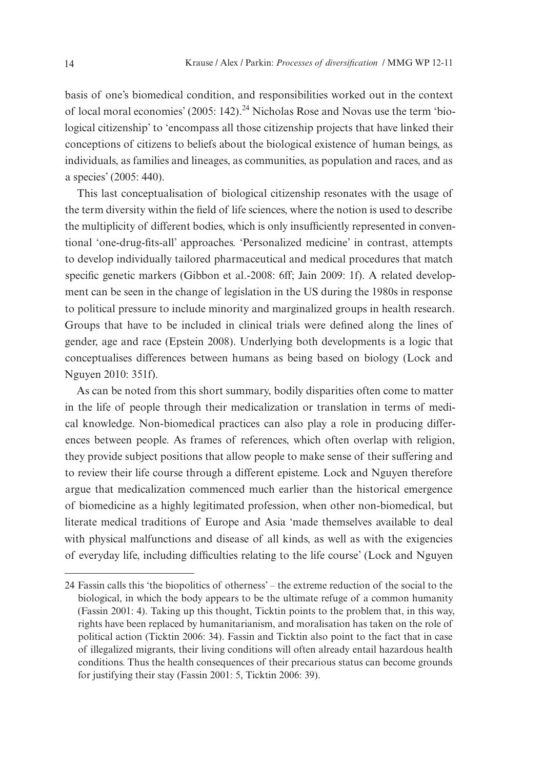basis of one's biomedical condition, and responsibilities worked out in the context of local moral economies' (2005: 142).[24] Nicholas Rose and Novas use the term 'biological citizenship' to 'encompass all those citizenship projects that have linked their conceptions of citizens to beliefs about the biological existence of human beings, as individuals, as families and lineages, as communities, as population and races, and as a species' (2005: 440).

This last conceptualisation of biological citizenship resonates with the usage of the term diversity within the field of life sciences, where the notion is used to describe the multiplicity of different bodies, which is only insufficiently represented in conventional 'one-drug-fits-all' approaches. 'Personalized medicine' in contrast, attempts to develop individually tailored pharmaceutical and medical procedures that match specific genetic markers (Gibbon et al.-2008: 6ff; Jain 2009: 1f). A related development can be seen in the change of legislation in the US during the 1980s in response to political pressure to include minority and marginalized groups in health research. Groups that have to be included in clinical trials were defined along the lines of gender, age and race (Epstein 2008). Underlying both developments is a logic that conceptualises differences between humans as being based on biology (Lock and Nguyen 2010: 351f).

As can be noted from this short summary, bodily disparities often come to matter in the life of people through their medicalization or translation in terms of medical knowledge. Non-biomedical practices can also play a role in producing differences between people. As frames of references, which often overlap with religion, they provide subject positions that allow people to make sense of their suffering and to review their life course through a different episteme. Lock and Nguyen therefore argue that medicalization commenced much earlier than the historical emergence of biomedicine as a highly legitimated profession, when other non-biomedical, but literate medical traditions of Europe and Asia 'made themselves available to deal with physical malfunctions and disease of all kinds, as well as with the exigencies of everyday life, including difficulties relating to the life course' (Lock and Nguyen

---

24 Fassin calls this 'the biopolitics of otherness' – the extreme reduction of the social to the biological, in which the body appears to be the ultimate refuge of a common humanity (Fassin 2001: 4). Taking up this thought, Ticktin points to the problem that, in this way, rights have been replaced by humanitarianism, and moralisation has taken on the role of political action (Ticktin 2006: 34). Fassin and Ticktin also point to the fact that in case of illegalized migrants, their living conditions will often already entail hazardous health conditions. Thus the health consequences of their precarious status can become grounds for justifying their stay (Fassin 2001: 5, Ticktin 2006: 39).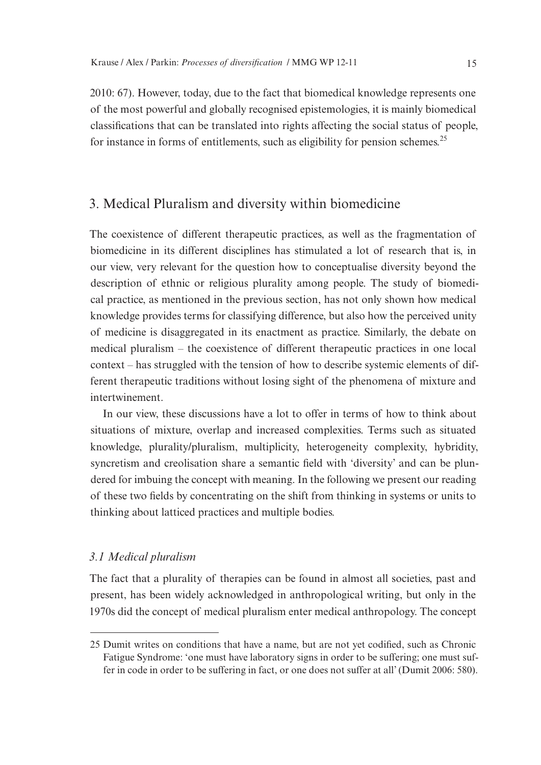2010: 67). However, today, due to the fact that biomedical knowledge represents one of the most powerful and globally recognised epistemologies, it is mainly biomedical classifications that can be translated into rights affecting the social status of people, for instance in forms of entitlements, such as eligibility for pension schemes.[25]

## 3. Medical Pluralism and diversity within biomedicine

The coexistence of different therapeutic practices, as well as the fragmentation of biomedicine in its different disciplines has stimulated a lot of research that is, in our view, very relevant for the question how to conceptualise diversity beyond the description of ethnic or religious plurality among people. The study of biomedical practice, as mentioned in the previous section, has not only shown how medical knowledge provides terms for classifying difference, but also how the perceived unity of medicine is disaggregated in its enactment as practice. Similarly, the debate on medical pluralism – the coexistence of different therapeutic practices in one local context – has struggled with the tension of how to describe systemic elements of different therapeutic traditions without losing sight of the phenomena of mixture and intertwinement.

In our view, these discussions have a lot to offer in terms of how to think about situations of mixture, overlap and increased complexities. Terms such as situated knowledge, plurality/pluralism, multiplicity, heterogeneity complexity, hybridity, syncretism and creolisation share a semantic field with 'diversity' and can be plundered for imbuing the concept with meaning. In the following we present our reading of these two fields by concentrating on the shift from thinking in systems or units to thinking about latticed practices and multiple bodies.

### *3.1 Medical pluralism*

The fact that a plurality of therapies can be found in almost all societies, past and present, has been widely acknowledged in anthropological writing, but only in the 1970s did the concept of medical pluralism enter medical anthropology. The concept

---

25 Dumit writes on conditions that have a name, but are not yet codified, such as Chronic Fatigue Syndrome: 'one must have laboratory signs in order to be suffering; one must suffer in code in order to be suffering in fact, or one does not suffer at all' (Dumit 2006: 580).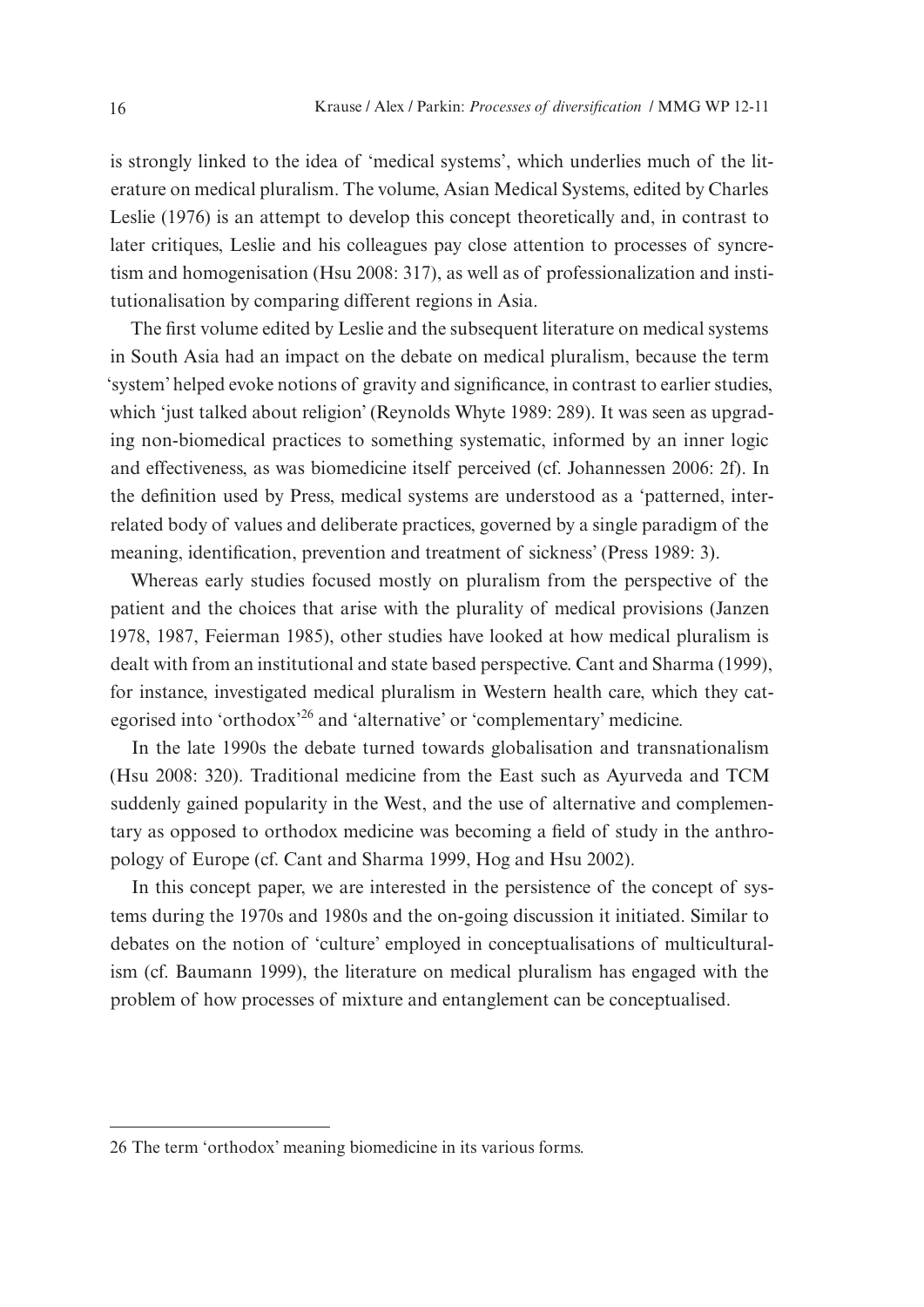is strongly linked to the idea of 'medical systems', which underlies much of the literature on medical pluralism. The volume, Asian Medical Systems, edited by Charles Leslie (1976) is an attempt to develop this concept theoretically and, in contrast to later critiques, Leslie and his colleagues pay close attention to processes of syncretism and homogenisation (Hsu 2008: 317), as well as of professionalization and institutionalisation by comparing different regions in Asia.

The first volume edited by Leslie and the subsequent literature on medical systems in South Asia had an impact on the debate on medical pluralism, because the term 'system' helped evoke notions of gravity and significance, in contrast to earlier studies, which 'just talked about religion' (Reynolds Whyte 1989: 289). It was seen as upgrading non-biomedical practices to something systematic, informed by an inner logic and effectiveness, as was biomedicine itself perceived (cf. Johannessen 2006: 2f). In the definition used by Press, medical systems are understood as a 'patterned, interrelated body of values and deliberate practices, governed by a single paradigm of the meaning, identification, prevention and treatment of sickness' (Press 1989: 3).

Whereas early studies focused mostly on pluralism from the perspective of the patient and the choices that arise with the plurality of medical provisions (Janzen 1978, 1987, Feierman 1985), other studies have looked at how medical pluralism is dealt with from an institutional and state based perspective. Cant and Sharma (1999), for instance, investigated medical pluralism in Western health care, which they categorised into 'orthodox'[26] and 'alternative' or 'complementary' medicine.

In the late 1990s the debate turned towards globalisation and transnationalism (Hsu 2008: 320). Traditional medicine from the East such as Ayurveda and TCM suddenly gained popularity in the West, and the use of alternative and complementary as opposed to orthodox medicine was becoming a field of study in the anthropology of Europe (cf. Cant and Sharma 1999, Hog and Hsu 2002).

In this concept paper, we are interested in the persistence of the concept of systems during the 1970s and 1980s and the on-going discussion it initiated. Similar to debates on the notion of 'culture' employed in conceptualisations of multiculturalism (cf. Baumann 1999), the literature on medical pluralism has engaged with the problem of how processes of mixture and entanglement can be conceptualised.

---

26 The term 'orthodox' meaning biomedicine in its various forms.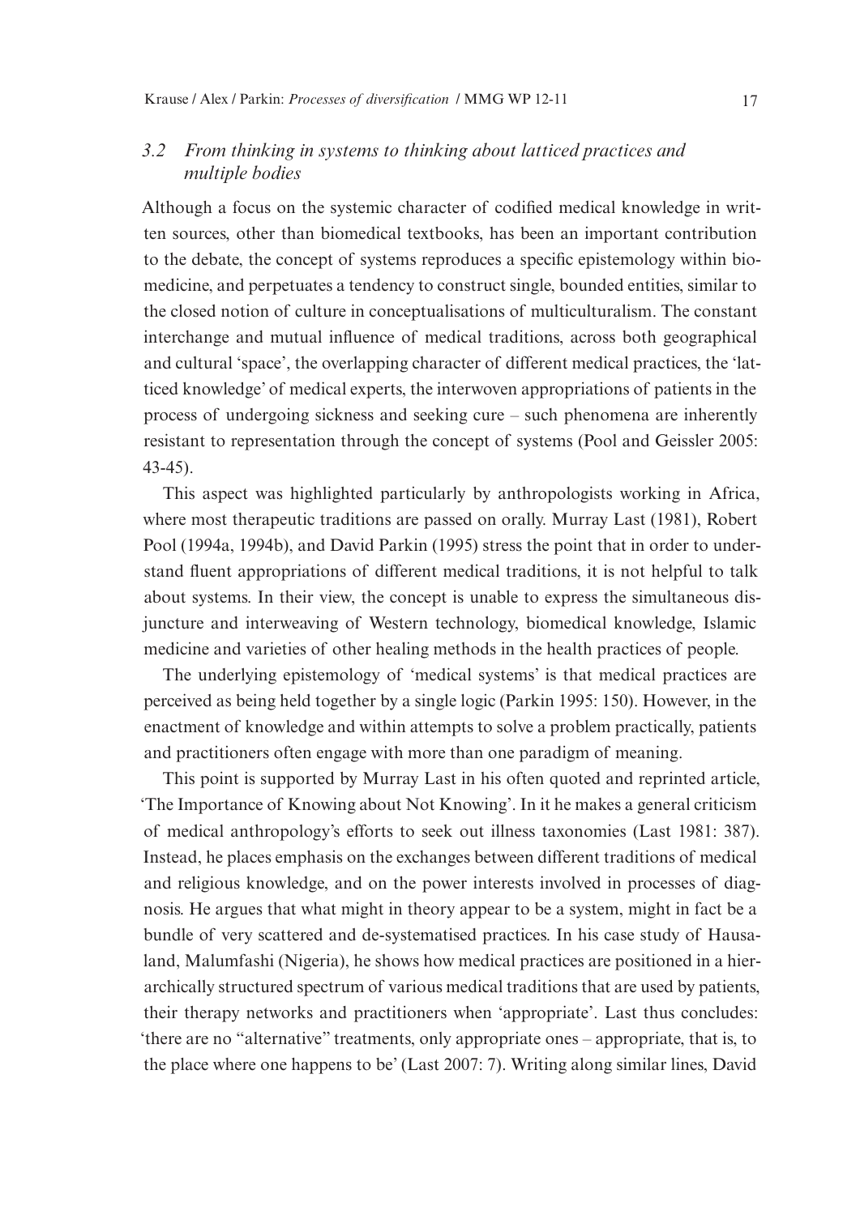### 3.2 *From thinking in systems to thinking about latticed practices and multiple bodies*

Although a focus on the systemic character of codified medical knowledge in written sources, other than biomedical textbooks, has been an important contribution to the debate, the concept of systems reproduces a specific epistemology within biomedicine, and perpetuates a tendency to construct single, bounded entities, similar to the closed notion of culture in conceptualisations of multiculturalism. The constant interchange and mutual influence of medical traditions, across both geographical and cultural 'space', the overlapping character of different medical practices, the 'latticed knowledge' of medical experts, the interwoven appropriations of patients in the process of undergoing sickness and seeking cure – such phenomena are inherently resistant to representation through the concept of systems (Pool and Geissler 2005: 43-45).

This aspect was highlighted particularly by anthropologists working in Africa, where most therapeutic traditions are passed on orally. Murray Last (1981), Robert Pool (1994a, 1994b), and David Parkin (1995) stress the point that in order to understand fluent appropriations of different medical traditions, it is not helpful to talk about systems. In their view, the concept is unable to express the simultaneous disjuncture and interweaving of Western technology, biomedical knowledge, Islamic medicine and varieties of other healing methods in the health practices of people.

The underlying epistemology of 'medical systems' is that medical practices are perceived as being held together by a single logic (Parkin 1995: 150). However, in the enactment of knowledge and within attempts to solve a problem practically, patients and practitioners often engage with more than one paradigm of meaning.

This point is supported by Murray Last in his often quoted and reprinted article, 'The Importance of Knowing about Not Knowing'. In it he makes a general criticism of medical anthropology's efforts to seek out illness taxonomies (Last 1981: 387). Instead, he places emphasis on the exchanges between different traditions of medical and religious knowledge, and on the power interests involved in processes of diagnosis. He argues that what might in theory appear to be a system, might in fact be a bundle of very scattered and de-systematised practices. In his case study of Hausaland, Malumfashi (Nigeria), he shows how medical practices are positioned in a hierarchically structured spectrum of various medical traditions that are used by patients, their therapy networks and practitioners when 'appropriate'. Last thus concludes: 'there are no "alternative" treatments, only appropriate ones – appropriate, that is, to the place where one happens to be' (Last 2007: 7). Writing along similar lines, David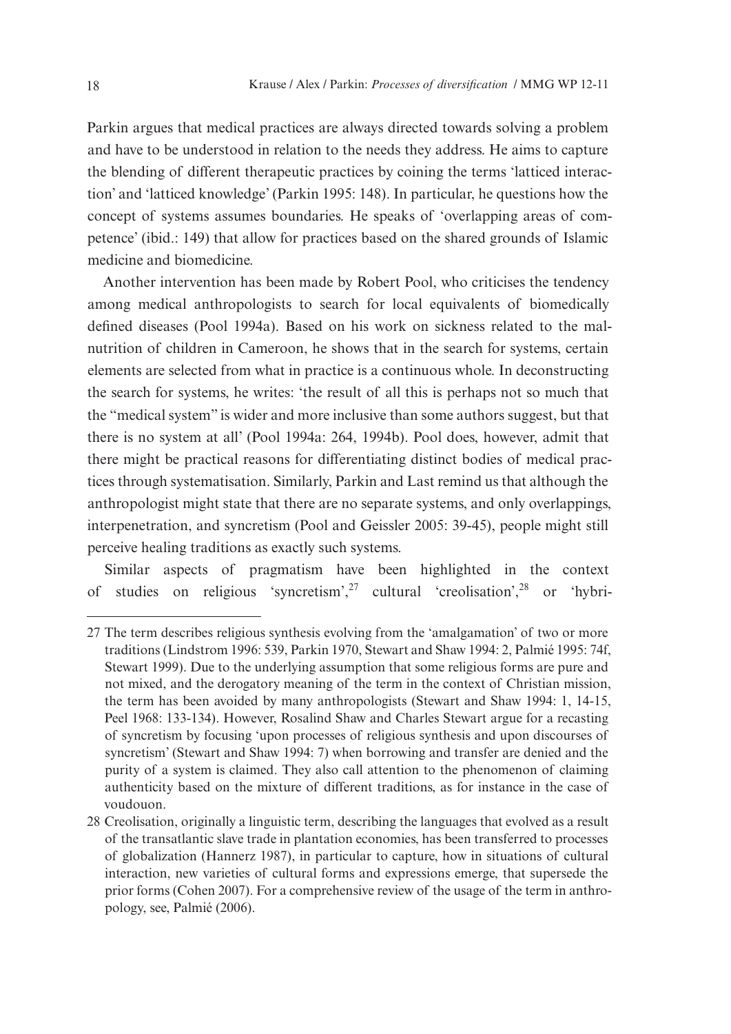Parkin argues that medical practices are always directed towards solving a problem and have to be understood in relation to the needs they address. He aims to capture the blending of different therapeutic practices by coining the terms 'latticed interaction' and 'latticed knowledge' (Parkin 1995: 148). In particular, he questions how the concept of systems assumes boundaries. He speaks of 'overlapping areas of competence' (ibid.: 149) that allow for practices based on the shared grounds of Islamic medicine and biomedicine.

Another intervention has been made by Robert Pool, who criticises the tendency among medical anthropologists to search for local equivalents of biomedically defined diseases (Pool 1994a). Based on his work on sickness related to the malnutrition of children in Cameroon, he shows that in the search for systems, certain elements are selected from what in practice is a continuous whole. In deconstructing the search for systems, he writes: 'the result of all this is perhaps not so much that the "medical system" is wider and more inclusive than some authors suggest, but that there is no system at all' (Pool 1994a: 264, 1994b). Pool does, however, admit that there might be practical reasons for differentiating distinct bodies of medical practices through systematisation. Similarly, Parkin and Last remind us that although the anthropologist might state that there are no separate systems, and only overlappings, interpenetration, and syncretism (Pool and Geissler 2005: 39-45), people might still perceive healing traditions as exactly such systems.

Similar aspects of pragmatism have been highlighted in the context of studies on religious 'syncretism',[27] cultural 'creolisation',[28] or 'hybri-

---

27 The term describes religious synthesis evolving from the 'amalgamation' of two or more traditions (Lindstrom 1996: 539, Parkin 1970, Stewart and Shaw 1994: 2, Palmié 1995: 74f, Stewart 1999). Due to the underlying assumption that some religious forms are pure and not mixed, and the derogatory meaning of the term in the context of Christian mission, the term has been avoided by many anthropologists (Stewart and Shaw 1994: 1, 14-15, Peel 1968: 133-134). However, Rosalind Shaw and Charles Stewart argue for a recasting of syncretism by focusing 'upon processes of religious synthesis and upon discourses of syncretism' (Stewart and Shaw 1994: 7) when borrowing and transfer are denied and the purity of a system is claimed. They also call attention to the phenomenon of claiming authenticity based on the mixture of different traditions, as for instance in the case of voudouon.

28 Creolisation, originally a linguistic term, describing the languages that evolved as a result of the transatlantic slave trade in plantation economies, has been transferred to processes of globalization (Hannerz 1987), in particular to capture, how in situations of cultural interaction, new varieties of cultural forms and expressions emerge, that supersede the prior forms (Cohen 2007). For a comprehensive review of the usage of the term in anthropology, see, Palmié (2006).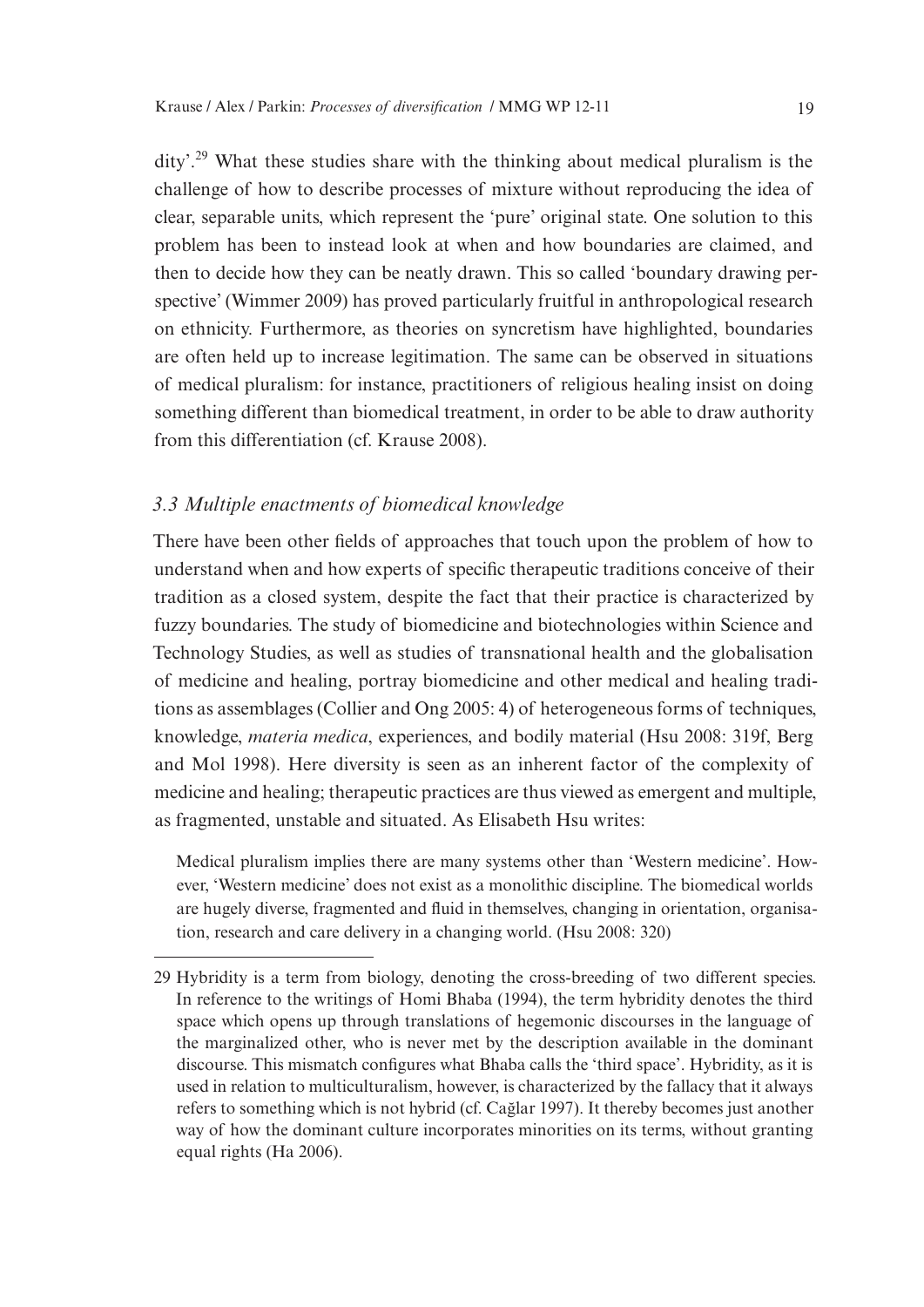dity'.[29] What these studies share with the thinking about medical pluralism is the challenge of how to describe processes of mixture without reproducing the idea of clear, separable units, which represent the 'pure' original state. One solution to this problem has been to instead look at when and how boundaries are claimed, and then to decide how they can be neatly drawn. This so called 'boundary drawing perspective' (Wimmer 2009) has proved particularly fruitful in anthropological research on ethnicity. Furthermore, as theories on syncretism have highlighted, boundaries are often held up to increase legitimation. The same can be observed in situations of medical pluralism: for instance, practitioners of religious healing insist on doing something different than biomedical treatment, in order to be able to draw authority from this differentiation (cf. Krause 2008).

### *3.3 Multiple enactments of biomedical knowledge*

There have been other fields of approaches that touch upon the problem of how to understand when and how experts of specific therapeutic traditions conceive of their tradition as a closed system, despite the fact that their practice is characterized by fuzzy boundaries. The study of biomedicine and biotechnologies within Science and Technology Studies, as well as studies of transnational health and the globalisation of medicine and healing, portray biomedicine and other medical and healing traditions as assemblages (Collier and Ong 2005: 4) of heterogeneous forms of techniques, knowledge, *materia medica*, experiences, and bodily material (Hsu 2008: 319f, Berg and Mol 1998). Here diversity is seen as an inherent factor of the complexity of medicine and healing; therapeutic practices are thus viewed as emergent and multiple, as fragmented, unstable and situated. As Elisabeth Hsu writes:

> Medical pluralism implies there are many systems other than 'Western medicine'. However, 'Western medicine' does not exist as a monolithic discipline. The biomedical worlds are hugely diverse, fragmented and fluid in themselves, changing in orientation, organisation, research and care delivery in a changing world. (Hsu 2008: 320)

---

29 Hybridity is a term from biology, denoting the cross-breeding of two different species. In reference to the writings of Homi Bhaba (1994), the term hybridity denotes the third space which opens up through translations of hegemonic discourses in the language of the marginalized other, who is never met by the description available in the dominant discourse. This mismatch configures what Bhaba calls the 'third space'. Hybridity, as it is used in relation to multiculturalism, however, is characterized by the fallacy that it always refers to something which is not hybrid (cf. Cağlar 1997). It thereby becomes just another way of how the dominant culture incorporates minorities on its terms, without granting equal rights (Ha 2006).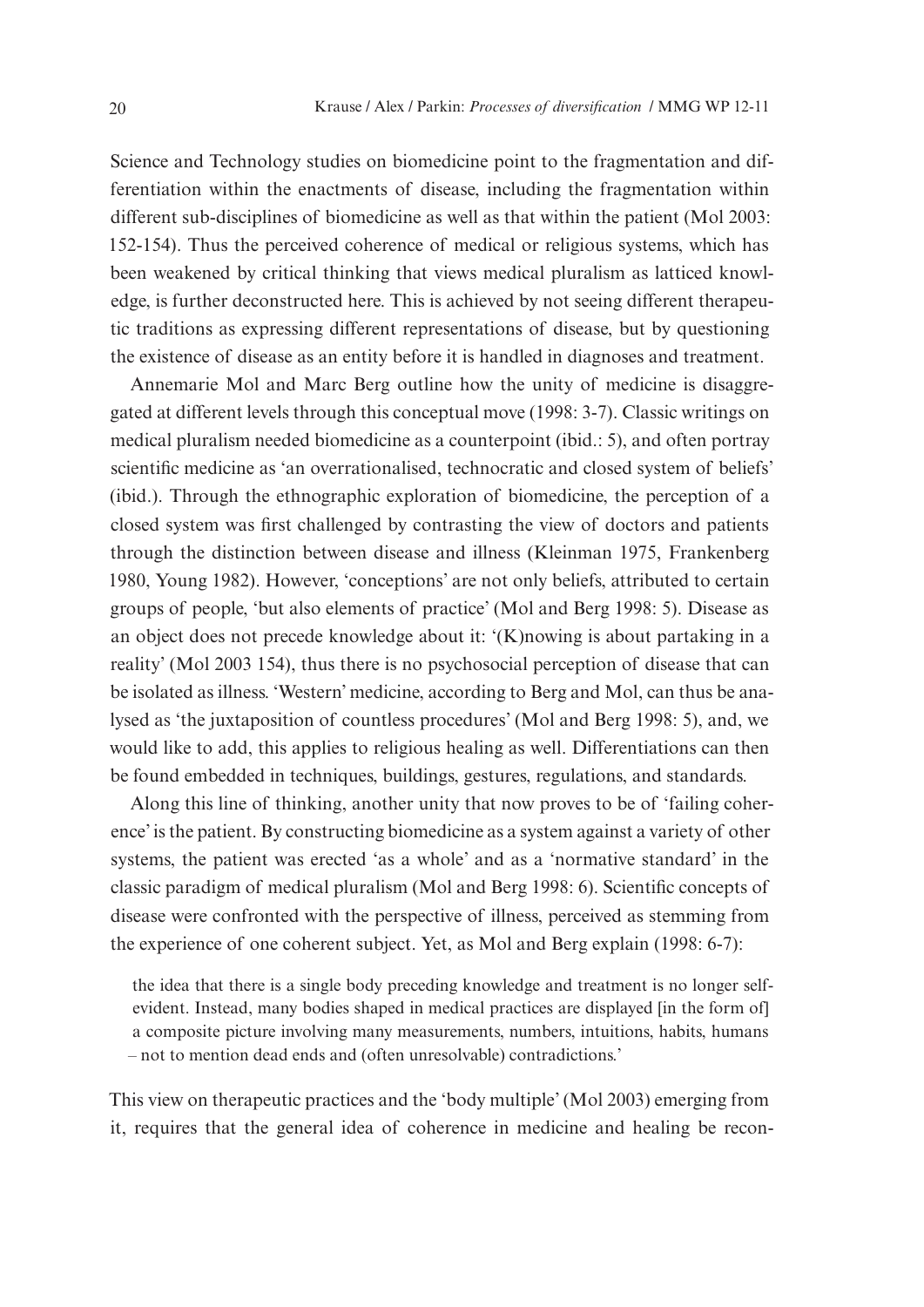Science and Technology studies on biomedicine point to the fragmentation and differentiation within the enactments of disease, including the fragmentation within different sub-disciplines of biomedicine as well as that within the patient (Mol 2003: 152-154). Thus the perceived coherence of medical or religious systems, which has been weakened by critical thinking that views medical pluralism as latticed knowledge, is further deconstructed here. This is achieved by not seeing different therapeutic traditions as expressing different representations of disease, but by questioning the existence of disease as an entity before it is handled in diagnoses and treatment.

Annemarie Mol and Marc Berg outline how the unity of medicine is disaggregated at different levels through this conceptual move (1998: 3-7). Classic writings on medical pluralism needed biomedicine as a counterpoint (ibid.: 5), and often portray scientific medicine as 'an overrationalised, technocratic and closed system of beliefs' (ibid.). Through the ethnographic exploration of biomedicine, the perception of a closed system was first challenged by contrasting the view of doctors and patients through the distinction between disease and illness (Kleinman 1975, Frankenberg 1980, Young 1982). However, 'conceptions' are not only beliefs, attributed to certain groups of people, 'but also elements of practice' (Mol and Berg 1998: 5). Disease as an object does not precede knowledge about it: '(K)nowing is about partaking in a reality' (Mol 2003 154), thus there is no psychosocial perception of disease that can be isolated as illness. 'Western' medicine, according to Berg and Mol, can thus be analysed as 'the juxtaposition of countless procedures' (Mol and Berg 1998: 5), and, we would like to add, this applies to religious healing as well. Differentiations can then be found embedded in techniques, buildings, gestures, regulations, and standards.

Along this line of thinking, another unity that now proves to be of 'failing coherence' is the patient. By constructing biomedicine as a system against a variety of other systems, the patient was erected 'as a whole' and as a 'normative standard' in the classic paradigm of medical pluralism (Mol and Berg 1998: 6). Scientific concepts of disease were confronted with the perspective of illness, perceived as stemming from the experience of one coherent subject. Yet, as Mol and Berg explain (1998: 6-7):

> the idea that there is a single body preceding knowledge and treatment is no longer self-evident. Instead, many bodies shaped in medical practices are displayed [in the form of] a composite picture involving many measurements, numbers, intuitions, habits, humans – not to mention dead ends and (often unresolvable) contradictions.'

This view on therapeutic practices and the 'body multiple' (Mol 2003) emerging from it, requires that the general idea of coherence in medicine and healing be recon-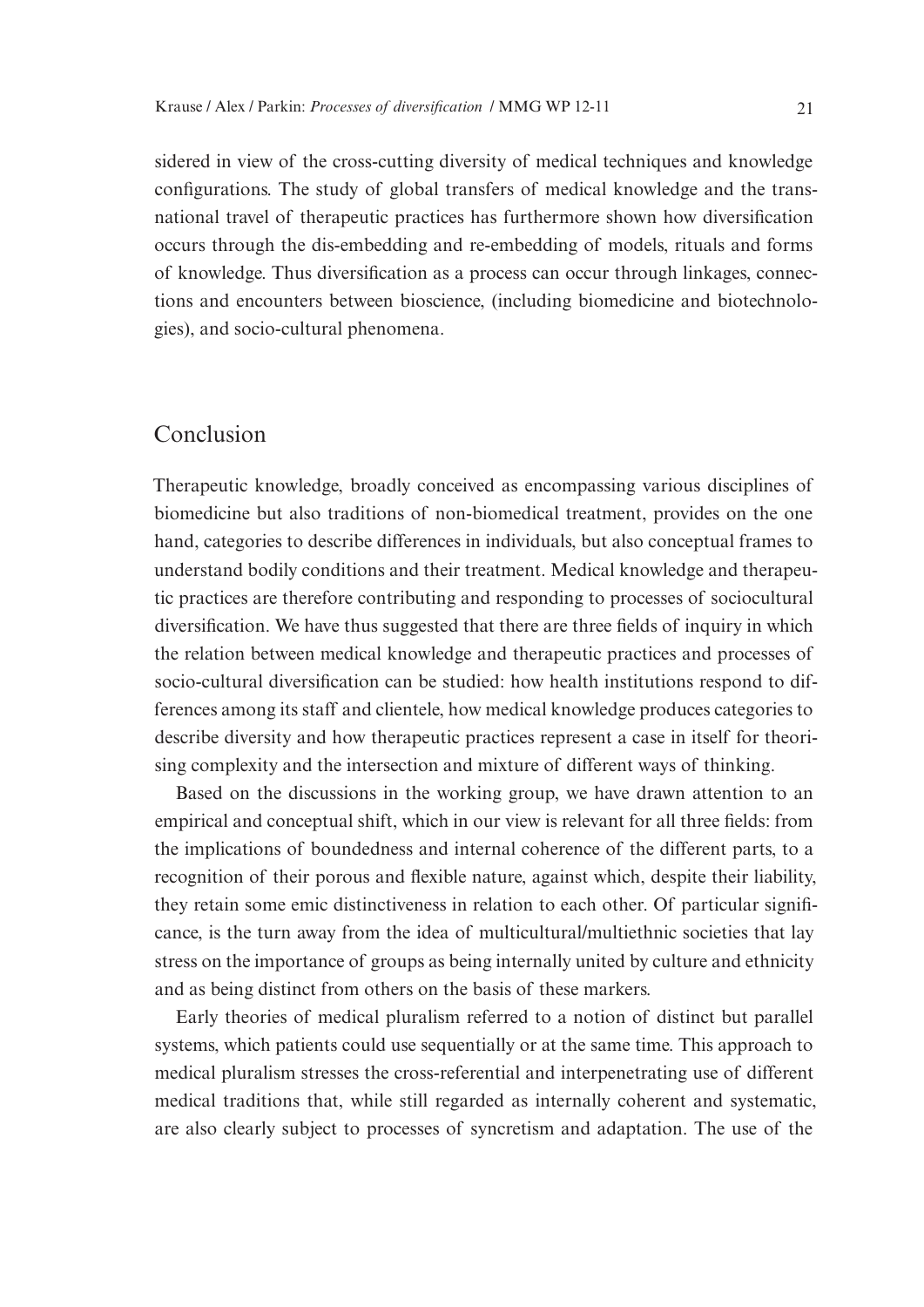sidered in view of the cross-cutting diversity of medical techniques and knowledge configurations. The study of global transfers of medical knowledge and the transnational travel of therapeutic practices has furthermore shown how diversification occurs through the dis-embedding and re-embedding of models, rituals and forms of knowledge. Thus diversification as a process can occur through linkages, connections and encounters between bioscience, (including biomedicine and biotechnologies), and socio-cultural phenomena.

## Conclusion

Therapeutic knowledge, broadly conceived as encompassing various disciplines of biomedicine but also traditions of non-biomedical treatment, provides on the one hand, categories to describe differences in individuals, but also conceptual frames to understand bodily conditions and their treatment. Medical knowledge and therapeutic practices are therefore contributing and responding to processes of sociocultural diversification. We have thus suggested that there are three fields of inquiry in which the relation between medical knowledge and therapeutic practices and processes of socio-cultural diversification can be studied: how health institutions respond to differences among its staff and clientele, how medical knowledge produces categories to describe diversity and how therapeutic practices represent a case in itself for theorising complexity and the intersection and mixture of different ways of thinking.

Based on the discussions in the working group, we have drawn attention to an empirical and conceptual shift, which in our view is relevant for all three fields: from the implications of boundedness and internal coherence of the different parts, to a recognition of their porous and flexible nature, against which, despite their liability, they retain some emic distinctiveness in relation to each other. Of particular significance, is the turn away from the idea of multicultural/multiethnic societies that lay stress on the importance of groups as being internally united by culture and ethnicity and as being distinct from others on the basis of these markers.

Early theories of medical pluralism referred to a notion of distinct but parallel systems, which patients could use sequentially or at the same time. This approach to medical pluralism stresses the cross-referential and interpenetrating use of different medical traditions that, while still regarded as internally coherent and systematic, are also clearly subject to processes of syncretism and adaptation. The use of the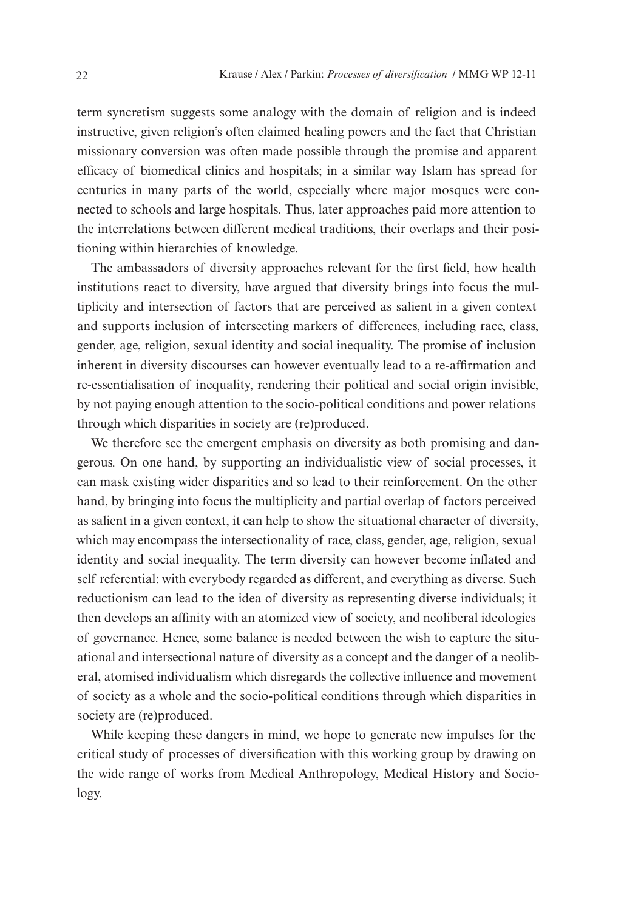term syncretism suggests some analogy with the domain of religion and is indeed instructive, given religion's often claimed healing powers and the fact that Christian missionary conversion was often made possible through the promise and apparent efficacy of biomedical clinics and hospitals; in a similar way Islam has spread for centuries in many parts of the world, especially where major mosques were connected to schools and large hospitals. Thus, later approaches paid more attention to the interrelations between different medical traditions, their overlaps and their positioning within hierarchies of knowledge.

The ambassadors of diversity approaches relevant for the first field, how health institutions react to diversity, have argued that diversity brings into focus the multiplicity and intersection of factors that are perceived as salient in a given context and supports inclusion of intersecting markers of differences, including race, class, gender, age, religion, sexual identity and social inequality. The promise of inclusion inherent in diversity discourses can however eventually lead to a re-affirmation and re-essentialisation of inequality, rendering their political and social origin invisible, by not paying enough attention to the socio-political conditions and power relations through which disparities in society are (re)produced.

We therefore see the emergent emphasis on diversity as both promising and dangerous. On one hand, by supporting an individualistic view of social processes, it can mask existing wider disparities and so lead to their reinforcement. On the other hand, by bringing into focus the multiplicity and partial overlap of factors perceived as salient in a given context, it can help to show the situational character of diversity, which may encompass the intersectionality of race, class, gender, age, religion, sexual identity and social inequality. The term diversity can however become inflated and self referential: with everybody regarded as different, and everything as diverse. Such reductionism can lead to the idea of diversity as representing diverse individuals; it then develops an affinity with an atomized view of society, and neoliberal ideologies of governance. Hence, some balance is needed between the wish to capture the situational and intersectional nature of diversity as a concept and the danger of a neoliberal, atomised individualism which disregards the collective influence and movement of society as a whole and the socio-political conditions through which disparities in society are (re)produced.

While keeping these dangers in mind, we hope to generate new impulses for the critical study of processes of diversification with this working group by drawing on the wide range of works from Medical Anthropology, Medical History and Sociology.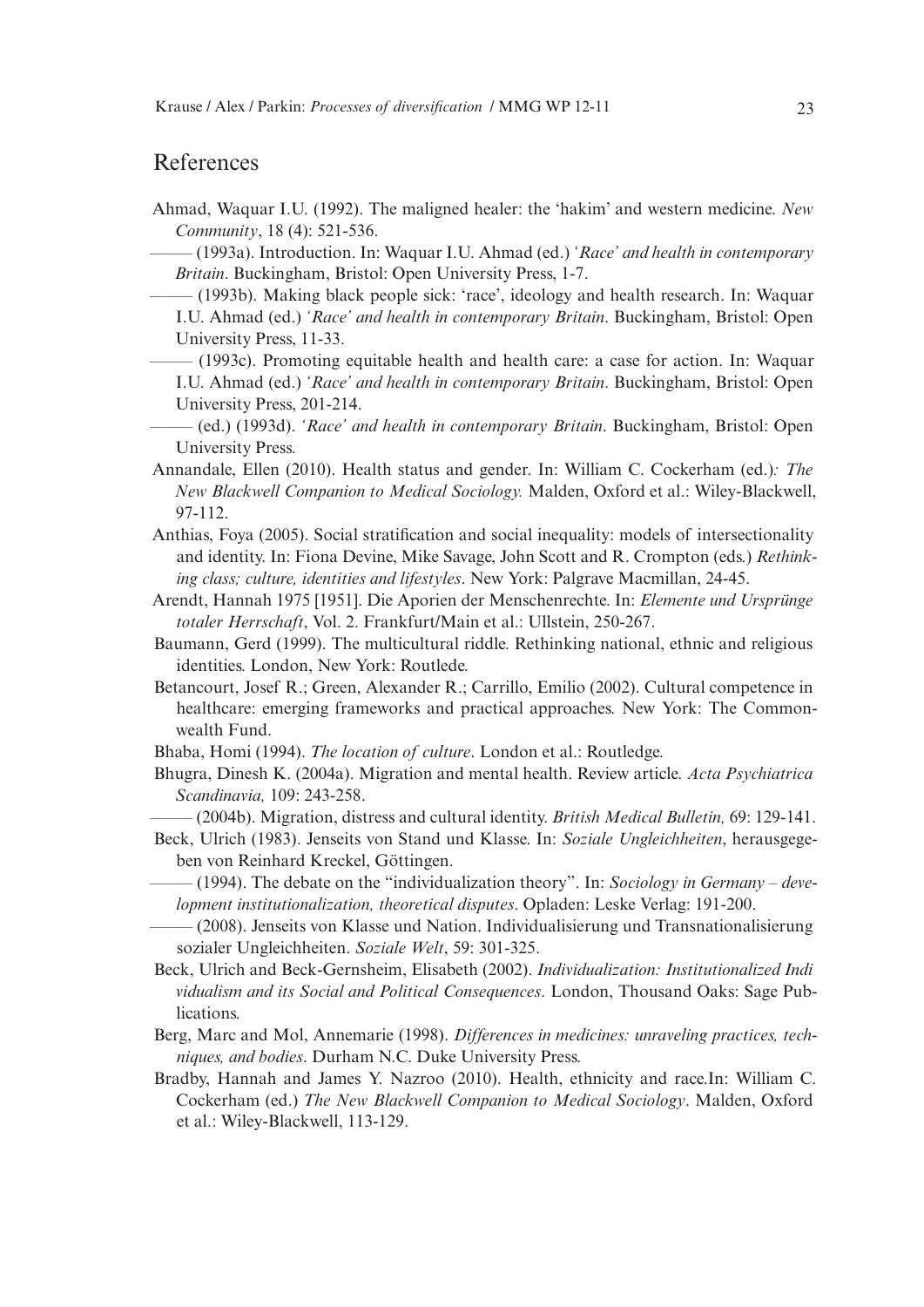## References

Ahmad, Waquar I.U. (1992). The maligned healer: the 'hakim' and western medicine. *New Community*, 18 (4): 521-536.

——— (1993a). Introduction. In: Waquar I.U. Ahmad (ed.) *'Race' and health in contemporary Britain*. Buckingham, Bristol: Open University Press, 1-7.

——— (1993b). Making black people sick: 'race', ideology and health research. In: Waquar I.U. Ahmad (ed.) *'Race' and health in contemporary Britain*. Buckingham, Bristol: Open University Press, 11-33.

——— (1993c). Promoting equitable health and health care: a case for action. In: Waquar I.U. Ahmad (ed.) *'Race' and health in contemporary Britain*. Buckingham, Bristol: Open University Press, 201-214.

——— (ed.) (1993d). *'Race' and health in contemporary Britain*. Buckingham, Bristol: Open University Press.

Annandale, Ellen (2010). Health status and gender. In: William C. Cockerham (ed.)*: The New Blackwell Companion to Medical Sociology.* Malden, Oxford et al.: Wiley-Blackwell, 97-112.

Anthias, Foya (2005). Social stratification and social inequality: models of intersectionality and identity. In: Fiona Devine, Mike Savage, John Scott and R. Crompton (eds.) *Rethinking class; culture, identities and lifestyles*. New York: Palgrave Macmillan, 24-45.

Arendt, Hannah 1975 [1951]. Die Aporien der Menschenrechte. In: *Elemente und Ursprünge totaler Herrschaft*, Vol. 2. Frankfurt/Main et al.: Ullstein, 250-267.

Baumann, Gerd (1999). The multicultural riddle. Rethinking national, ethnic and religious identities. London, New York: Routlede.

Betancourt, Josef R.; Green, Alexander R.; Carrillo, Emilio (2002). Cultural competence in healthcare: emerging frameworks and practical approaches. New York: The Commonwealth Fund.

Bhaba, Homi (1994). *The location of culture*. London et al.: Routledge.

Bhugra, Dinesh K. (2004a). Migration and mental health. Review article. *Acta Psychiatrica Scandinavia,* 109: 243-258.

——— (2004b). Migration, distress and cultural identity. *British Medical Bulletin,* 69: 129-141.

Beck, Ulrich (1983). Jenseits von Stand und Klasse. In: *Soziale Ungleichheiten*, herausgegeben von Reinhard Kreckel, Göttingen.

——— (1994). The debate on the "individualization theory". In: *Sociology in Germany – development institutionalization, theoretical disputes*. Opladen: Leske Verlag: 191-200.

——— (2008). Jenseits von Klasse und Nation. Individualisierung und Transnationalisierung sozialer Ungleichheiten. *Soziale Welt*, 59: 301-325.

Beck, Ulrich and Beck-Gernsheim, Elisabeth (2002). *Individualization: Institutionalized Indi vidualism and its Social and Political Consequences*. London, Thousand Oaks: Sage Publications.

Berg, Marc and Mol, Annemarie (1998). *Differences in medicines: unraveling practices, techniques, and bodies*. Durham N.C. Duke University Press.

Bradby, Hannah and James Y. Nazroo (2010). Health, ethnicity and race.In: William C. Cockerham (ed.) *The New Blackwell Companion to Medical Sociology*. Malden, Oxford et al.: Wiley-Blackwell, 113-129.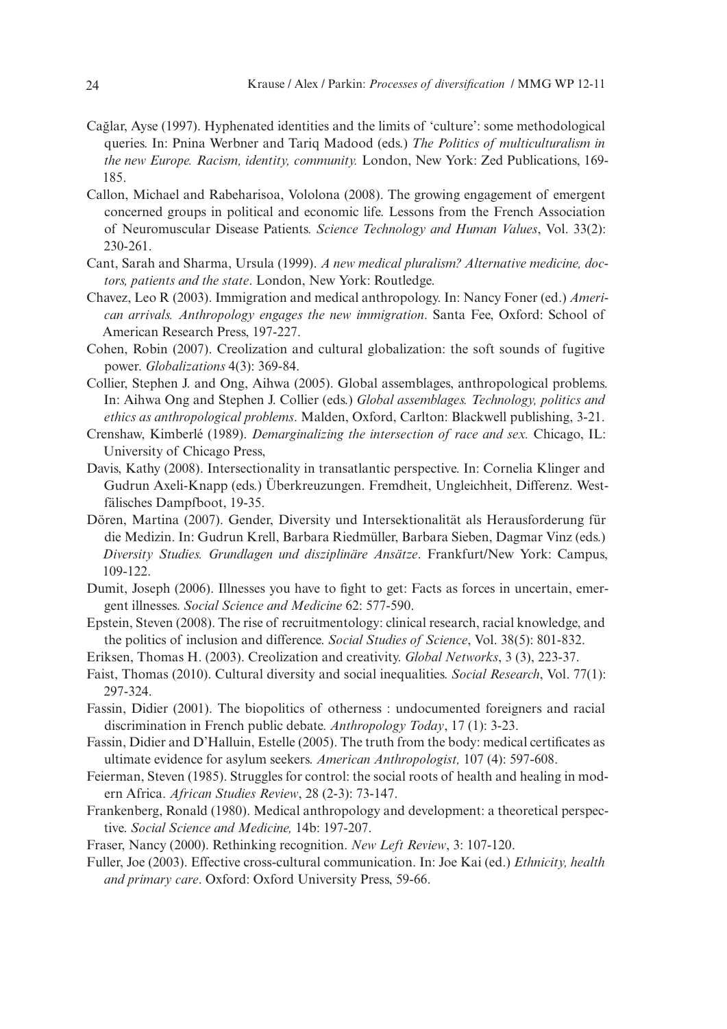Cağlar, Ayse (1997). Hyphenated identities and the limits of 'culture': some methodological queries. In: Pnina Werbner and Tariq Madood (eds.) *The Politics of multiculturalism in the new Europe. Racism, identity, community.* London, New York: Zed Publications, 169-185.

Callon, Michael and Rabeharisoa, Vololona (2008). The growing engagement of emergent concerned groups in political and economic life. Lessons from the French Association of Neuromuscular Disease Patients. *Science Technology and Human Values*, Vol. 33(2): 230-261.

Cant, Sarah and Sharma, Ursula (1999). *A new medical pluralism? Alternative medicine, doctors, patients and the state*. London, New York: Routledge.

Chavez, Leo R (2003). Immigration and medical anthropology. In: Nancy Foner (ed.) *American arrivals. Anthropology engages the new immigration*. Santa Fee, Oxford: School of American Research Press, 197-227.

Cohen, Robin (2007). Creolization and cultural globalization: the soft sounds of fugitive power. *Globalizations* 4(3): 369-84.

Collier, Stephen J. and Ong, Aihwa (2005). Global assemblages, anthropological problems. In: Aihwa Ong and Stephen J. Collier (eds.) *Global assemblages. Technology, politics and ethics as anthropological problems*. Malden, Oxford, Carlton: Blackwell publishing, 3-21.

Crenshaw, Kimberlé (1989). *Demarginalizing the intersection of race and sex.* Chicago, IL: University of Chicago Press,

Davis, Kathy (2008). Intersectionality in transatlantic perspective. In: Cornelia Klinger and Gudrun Axeli-Knapp (eds.) Überkreuzungen. Fremdheit, Ungleichheit, Differenz. Westfälisches Dampfboot, 19-35.

Dören, Martina (2007). Gender, Diversity und Intersektionalität als Herausforderung für die Medizin. In: Gudrun Krell, Barbara Riedmüller, Barbara Sieben, Dagmar Vinz (eds.) *Diversity Studies. Grundlagen und disziplinäre Ansätze*. Frankfurt/New York: Campus, 109-122.

Dumit, Joseph (2006). Illnesses you have to fight to get: Facts as forces in uncertain, emergent illnesses. *Social Science and Medicine* 62: 577-590.

Epstein, Steven (2008). The rise of recruitmentology: clinical research, racial knowledge, and the politics of inclusion and difference. *Social Studies of Science*, Vol. 38(5): 801-832.

Eriksen, Thomas H. (2003). Creolization and creativity. *Global Networks*, 3 (3), 223-37.

Faist, Thomas (2010). Cultural diversity and social inequalities. *Social Research*, Vol. 77(1): 297-324.

Fassin, Didier (2001). The biopolitics of otherness : undocumented foreigners and racial discrimination in French public debate. *Anthropology Today*, 17 (1): 3-23.

Fassin, Didier and D'Halluin, Estelle (2005). The truth from the body: medical certificates as ultimate evidence for asylum seekers. *American Anthropologist,* 107 (4): 597-608.

Feierman, Steven (1985). Struggles for control: the social roots of health and healing in modern Africa. *African Studies Review*, 28 (2-3): 73-147.

Frankenberg, Ronald (1980). Medical anthropology and development: a theoretical perspective. *Social Science and Medicine,* 14b: 197-207.

Fraser, Nancy (2000). Rethinking recognition. *New Left Review*, 3: 107-120.

Fuller, Joe (2003). Effective cross-cultural communication. In: Joe Kai (ed.) *Ethnicity, health and primary care*. Oxford: Oxford University Press, 59-66.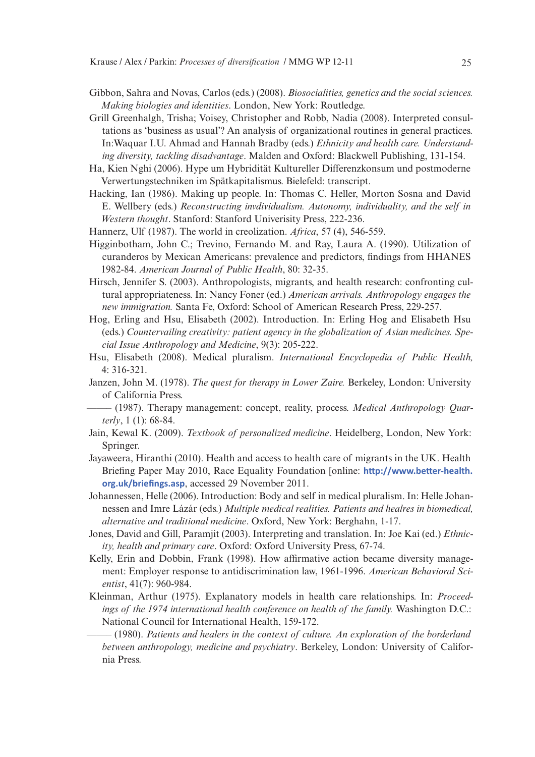Gibbon, Sahra and Novas, Carlos (eds.) (2008). *Biosocialities, genetics and the social sciences. Making biologies and identities*. London, New York: Routledge.

Grill Greenhalgh, Trisha; Voisey, Christopher and Robb, Nadia (2008). Interpreted consultations as 'business as usual'? An analysis of organizational routines in general practices. In:Waquar I.U. Ahmad and Hannah Bradby (eds.) *Ethnicity and health care. Understanding diversity, tackling disadvantage*. Malden and Oxford: Blackwell Publishing, 131-154.

Ha, Kien Nghi (2006). Hype um Hybridität Kultureller Differenzkonsum und postmoderne Verwertungstechniken im Spätkapitalismus. Bielefeld: transcript.

Hacking, Ian (1986). Making up people. In: Thomas C. Heller, Morton Sosna and David E. Wellbery (eds.) *Reconstructing invdividualism. Autonomy, individuality, and the self in Western thought*. Stanford: Stanford Univerisity Press, 222-236.

Hannerz, Ulf (1987). The world in creolization. *Africa*, 57 (4), 546-559.

Higginbotham, John C.; Trevino, Fernando M. and Ray, Laura A. (1990). Utilization of curanderos by Mexican Americans: prevalence and predictors, findings from HHANES 1982-84. *American Journal of Public Health*, 80: 32-35.

Hirsch, Jennifer S. (2003). Anthropologists, migrants, and health research: confronting cultural appropriateness. In: Nancy Foner (ed.) *American arrivals. Anthropology engages the new immigration.* Santa Fe, Oxford: School of American Research Press, 229-257.

Hog, Erling and Hsu, Elisabeth (2002). Introduction. In: Erling Hog and Elisabeth Hsu (eds.) *Countervailing creativity: patient agency in the globalization of Asian medicines. Special Issue Anthropology and Medicine*, 9(3): 205-222.

Hsu, Elisabeth (2008). Medical pluralism. *International Encyclopedia of Public Health,* 4: 316-321.

Janzen, John M. (1978). *The quest for therapy in Lower Zaire.* Berkeley, London: University of California Press.

——— (1987). Therapy management: concept, reality, process. *Medical Anthropology Quarterly*, 1 (1): 68-84.

Jain, Kewal K. (2009). *Textbook of personalized medicine*. Heidelberg, London, New York: Springer.

Jayaweera, Hiranthi (2010). Health and access to health care of migrants in the UK. Health Briefing Paper May 2010, Race Equality Foundation [online: http://www.better-health.org.uk/briefings.asp, accessed 29 November 2011.

Johannessen, Helle (2006). Introduction: Body and self in medical pluralism. In: Helle Johannessen and Imre Lázár (eds.) *Multiple medical realities. Patients and healres in biomedical, alternative and traditional medicine*. Oxford, New York: Berghahn, 1-17.

Jones, David and Gill, Paramjit (2003). Interpreting and translation. In: Joe Kai (ed.) *Ethnicity, health and primary care*. Oxford: Oxford University Press, 67-74.

Kelly, Erin and Dobbin, Frank (1998). How affirmative action became diversity management: Employer response to antidiscrimination law, 1961-1996. *American Behavioral Scientist*, 41(7): 960-984.

Kleinman, Arthur (1975). Explanatory models in health care relationships. In: *Proceedings of the 1974 international health conference on health of the family.* Washington D.C.: National Council for International Health, 159-172.

——— (1980). *Patients and healers in the context of culture. An exploration of the borderland between anthropology, medicine and psychiatry*. Berkeley, London: University of California Press.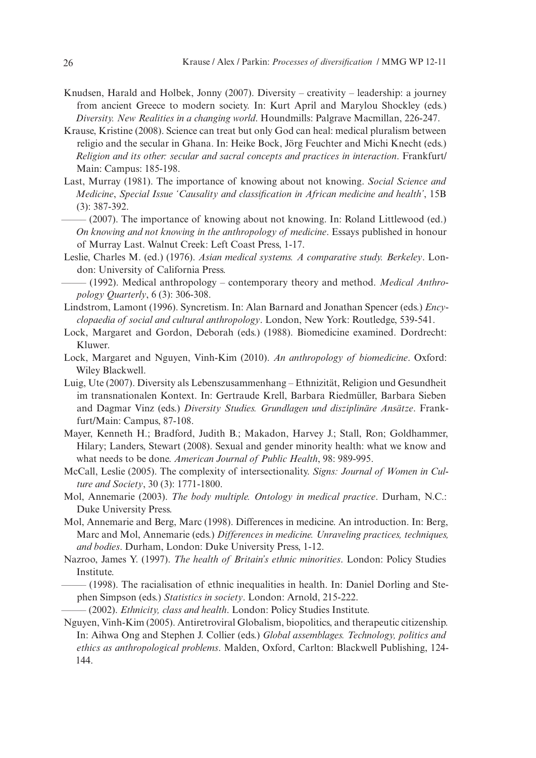Knudsen, Harald and Holbek, Jonny (2007). Diversity – creativity – leadership: a journey from ancient Greece to modern society. In: Kurt April and Marylou Shockley (eds.) *Diversity. New Realities in a changing world*. Houndmills: Palgrave Macmillan, 226-247.

Krause, Kristine (2008). Science can treat but only God can heal: medical pluralism between religio and the secular in Ghana. In: Heike Bock, Jörg Feuchter and Michi Knecht (eds.) *Religion and its other: secular and sacral concepts and practices in interaction*. Frankfurt/Main: Campus: 185-198.

Last, Murray (1981). The importance of knowing about not knowing. *Social Science and Medicine*, *Special Issue 'Causality and classification in African medicine and health'*, 15B (3): 387-392.

——— (2007). The importance of knowing about not knowing. In: Roland Littlewood (ed.) *On knowing and not knowing in the anthropology of medicine*. Essays published in honour of Murray Last. Walnut Creek: Left Coast Press, 1-17.

Leslie, Charles M. (ed.) (1976). *Asian medical systems. A comparative study. Berkeley*. London: University of California Press.

——— (1992). Medical anthropology – contemporary theory and method. *Medical Anthropology Quarterly*, 6 (3): 306-308.

Lindstrom, Lamont (1996). Syncretism. In: Alan Barnard and Jonathan Spencer (eds.) *Encyclopaedia of social and cultural anthropology*. London, New York: Routledge, 539-541.

Lock, Margaret and Gordon, Deborah (eds.) (1988). Biomedicine examined. Dordrecht: Kluwer.

Lock, Margaret and Nguyen, Vinh-Kim (2010). *An anthropology of biomedicine*. Oxford: Wiley Blackwell.

Luig, Ute (2007). Diversity als Lebenszusammenhang – Ethnizität, Religion und Gesundheit im transnationalen Kontext. In: Gertraude Krell, Barbara Riedmüller, Barbara Sieben and Dagmar Vinz (eds.) *Diversity Studies. Grundlagen und disziplinäre Ansätze*. Frankfurt/Main: Campus, 87-108.

Mayer, Kenneth H.; Bradford, Judith B.; Makadon, Harvey J.; Stall, Ron; Goldhammer, Hilary; Landers, Stewart (2008). Sexual and gender minority health: what we know and what needs to be done. *American Journal of Public Health*, 98: 989-995.

McCall, Leslie (2005). The complexity of intersectionality. *Signs: Journal of Women in Culture and Society*, 30 (3): 1771-1800.

Mol, Annemarie (2003). *The body multiple. Ontology in medical practice*. Durham, N.C.: Duke University Press.

Mol, Annemarie and Berg, Marc (1998). Differences in medicine. An introduction. In: Berg, Marc and Mol, Annemarie (eds.) *Differences in medicine. Unraveling practices, techniques, and bodies*. Durham, London: Duke University Press, 1-12.

Nazroo, James Y. (1997). *The health of Britain's ethnic minorities*. London: Policy Studies Institute.

——— (1998). The racialisation of ethnic inequalities in health. In: Daniel Dorling and Stephen Simpson (eds.) *Statistics in society*. London: Arnold, 215-222.

——— (2002). *Ethnicity, class and health*. London: Policy Studies Institute.

Nguyen, Vinh-Kim (2005). Antiretroviral Globalism, biopolitics, and therapeutic citizenship. In: Aihwa Ong and Stephen J. Collier (eds.) *Global assemblages. Technology, politics and ethics as anthropological problems*. Malden, Oxford, Carlton: Blackwell Publishing, 124-144.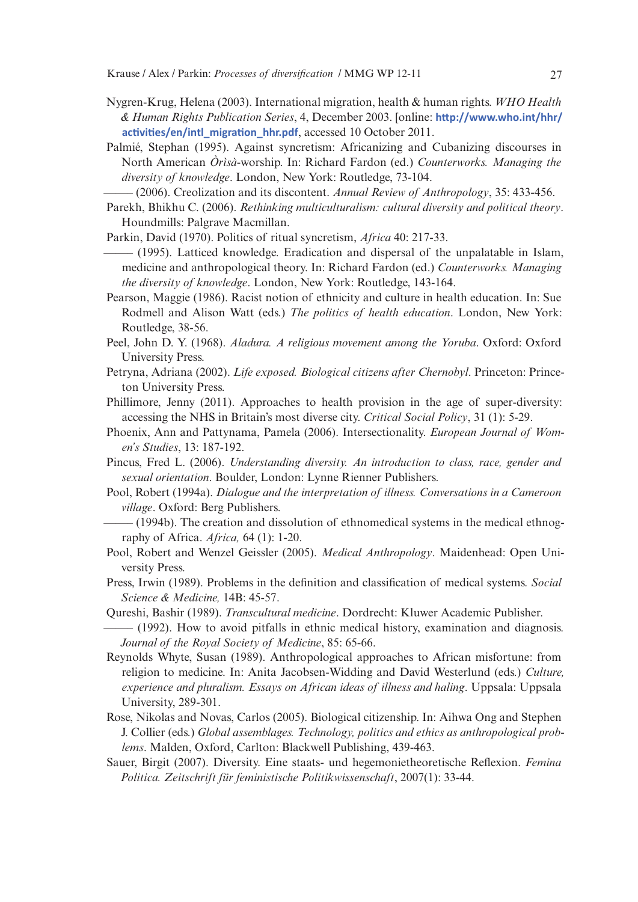Nygren-Krug, Helena (2003). International migration, health & human rights. *WHO Health & Human Rights Publication Series*, 4, December 2003. [online: **http://www.who.int/hhr/activities/en/intl_migration_hhr.pdf**, accessed 10 October 2011.

Palmié, Stephan (1995). Against syncretism: Africanizing and Cubanizing discourses in North American *Òrìsà*-worship. In: Richard Fardon (ed.) *Counterworks. Managing the diversity of knowledge*. London, New York: Routledge, 73-104.

——— (2006). Creolization and its discontent. *Annual Review of Anthropology*, 35: 433-456.

Parekh, Bhikhu C. (2006). *Rethinking multiculturalism: cultural diversity and political theory*. Houndmills: Palgrave Macmillan.

Parkin, David (1970). Politics of ritual syncretism, *Africa* 40: 217-33.

——— (1995). Latticed knowledge. Eradication and dispersal of the unpalatable in Islam, medicine and anthropological theory. In: Richard Fardon (ed.) *Counterworks. Managing the diversity of knowledge*. London, New York: Routledge, 143-164.

Pearson, Maggie (1986). Racist notion of ethnicity and culture in health education. In: Sue Rodmell and Alison Watt (eds.) *The politics of health education*. London, New York: Routledge, 38-56.

Peel, John D. Y. (1968). *Aladura. A religious movement among the Yoruba*. Oxford: Oxford University Press.

Petryna, Adriana (2002). *Life exposed. Biological citizens after Chernobyl*. Princeton: Princeton University Press.

Phillimore, Jenny (2011). Approaches to health provision in the age of super-diversity: accessing the NHS in Britain's most diverse city. *Critical Social Policy*, 31 (1): 5-29.

Phoenix, Ann and Pattynama, Pamela (2006). Intersectionality. *European Journal of Women's Studies*, 13: 187-192.

Pincus, Fred L. (2006). *Understanding diversity. An introduction to class, race, gender and sexual orientation*. Boulder, London: Lynne Rienner Publishers.

Pool, Robert (1994a). *Dialogue and the interpretation of illness. Conversations in a Cameroon village*. Oxford: Berg Publishers.

——— (1994b). The creation and dissolution of ethnomedical systems in the medical ethnography of Africa. *Africa,* 64 (1): 1-20.

Pool, Robert and Wenzel Geissler (2005). *Medical Anthropology*. Maidenhead: Open University Press.

Press, Irwin (1989). Problems in the definition and classification of medical systems. *Social Science & Medicine,* 14B: 45-57.

Qureshi, Bashir (1989). *Transcultural medicine*. Dordrecht: Kluwer Academic Publisher.

——— (1992). How to avoid pitfalls in ethnic medical history, examination and diagnosis. *Journal of the Royal Society of Medicine*, 85: 65-66.

Reynolds Whyte, Susan (1989). Anthropological approaches to African misfortune: from religion to medicine. In: Anita Jacobsen-Widding and David Westerlund (eds.) *Culture, experience and pluralism. Essays on African ideas of illness and haling*. Uppsala: Uppsala University, 289-301.

Rose, Nikolas and Novas, Carlos (2005). Biological citizenship. In: Aihwa Ong and Stephen J. Collier (eds.) *Global assemblages. Technology, politics and ethics as anthropological problems*. Malden, Oxford, Carlton: Blackwell Publishing, 439-463.

Sauer, Birgit (2007). Diversity. Eine staats- und hegemonietheoretische Reflexion. *Femina Politica. Zeitschrift für feministische Politikwissenschaft*, 2007(1): 33-44.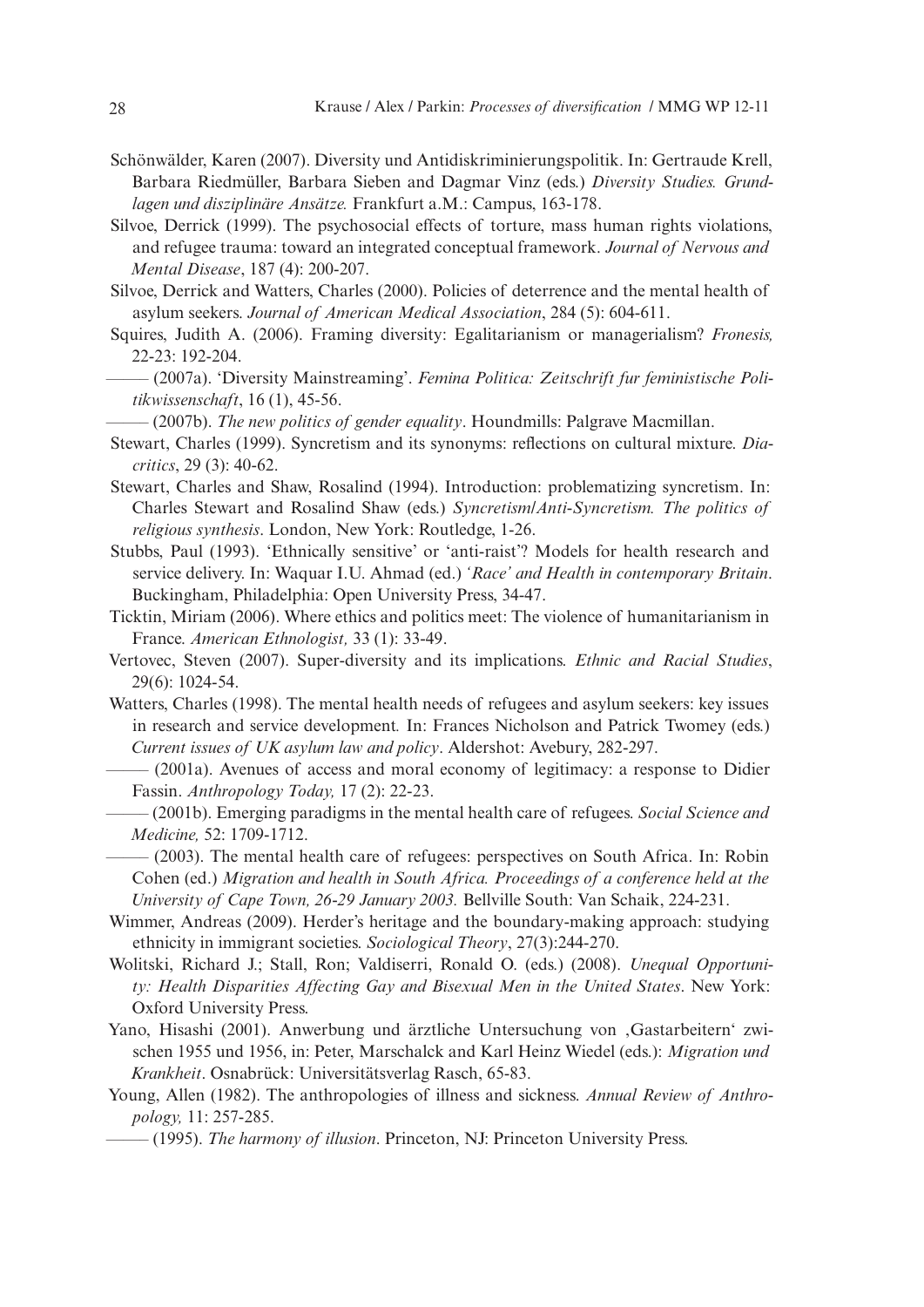Schönwälder, Karen (2007). Diversity und Antidiskriminierungspolitik. In: Gertraude Krell, Barbara Riedmüller, Barbara Sieben and Dagmar Vinz (eds.) *Diversity Studies. Grundlagen und disziplinäre Ansätze.* Frankfurt a.M.: Campus, 163-178.

Silvoe, Derrick (1999). The psychosocial effects of torture, mass human rights violations, and refugee trauma: toward an integrated conceptual framework. *Journal of Nervous and Mental Disease*, 187 (4): 200-207.

Silvoe, Derrick and Watters, Charles (2000). Policies of deterrence and the mental health of asylum seekers. *Journal of American Medical Association*, 284 (5): 604-611.

Squires, Judith A. (2006). Framing diversity: Egalitarianism or managerialism? *Fronesis,* 22-23: 192-204.

——— (2007a). 'Diversity Mainstreaming'. *Femina Politica: Zeitschrift fur feministische Politikwissenschaft*, 16 (1), 45-56.

——— (2007b). *The new politics of gender equality*. Houndmills: Palgrave Macmillan.

Stewart, Charles (1999). Syncretism and its synonyms: reflections on cultural mixture. *Diacritics*, 29 (3): 40-62.

Stewart, Charles and Shaw, Rosalind (1994). Introduction: problematizing syncretism. In: Charles Stewart and Rosalind Shaw (eds.) *Syncretism/Anti-Syncretism. The politics of religious synthesis*. London, New York: Routledge, 1-26.

Stubbs, Paul (1993). 'Ethnically sensitive' or 'anti-raist'? Models for health research and service delivery. In: Waquar I.U. Ahmad (ed.) *'Race' and Health in contemporary Britain*. Buckingham, Philadelphia: Open University Press, 34-47.

Ticktin, Miriam (2006). Where ethics and politics meet: The violence of humanitarianism in France. *American Ethnologist,* 33 (1): 33-49.

Vertovec, Steven (2007). Super-diversity and its implications. *Ethnic and Racial Studies*, 29(6): 1024-54.

Watters, Charles (1998). The mental health needs of refugees and asylum seekers: key issues in research and service development*.* In: Frances Nicholson and Patrick Twomey (eds.) *Current issues of UK asylum law and policy*. Aldershot: Avebury, 282-297.

——— (2001a). Avenues of access and moral economy of legitimacy: a response to Didier Fassin. *Anthropology Today,* 17 (2): 22-23.

——— (2001b). Emerging paradigms in the mental health care of refugees. *Social Science and Medicine,* 52: 1709-1712.

——— (2003). The mental health care of refugees: perspectives on South Africa. In: Robin Cohen (ed.) *Migration and health in South Africa. Proceedings of a conference held at the University of Cape Town, 26-29 January 2003.* Bellville South: Van Schaik, 224-231.

Wimmer, Andreas (2009). Herder's heritage and the boundary-making approach: studying ethnicity in immigrant societies. *Sociological Theory*, 27(3):244-270.

Wolitski, Richard J.; Stall, Ron; Valdiserri, Ronald O. (eds.) (2008). *Unequal Opportunity: Health Disparities Affecting Gay and Bisexual Men in the United States*. New York: Oxford University Press.

Yano, Hisashi (2001). Anwerbung und ärztliche Untersuchung von ‚Gastarbeitern' zwischen 1955 und 1956, in: Peter, Marschalck and Karl Heinz Wiedel (eds.): *Migration und Krankheit*. Osnabrück: Universitätsverlag Rasch, 65-83.

Young, Allen (1982). The anthropologies of illness and sickness. *Annual Review of Anthropology,* 11: 257-285.

——— (1995). *The harmony of illusion*. Princeton, NJ: Princeton University Press.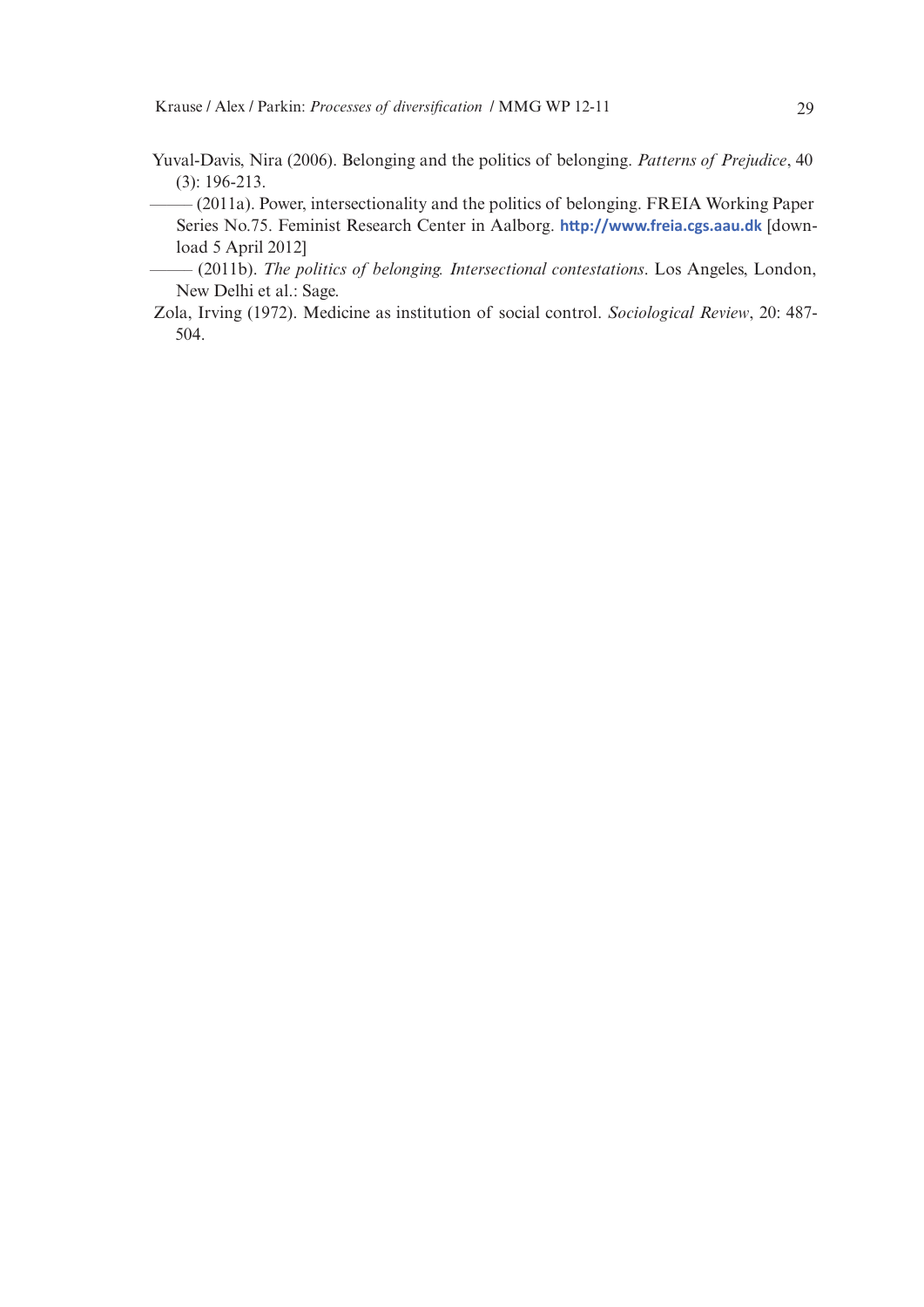Yuval-Davis, Nira (2006). Belonging and the politics of belonging. *Patterns of Prejudice*, 40 (3): 196-213.

——— (2011a). Power, intersectionality and the politics of belonging. FREIA Working Paper Series No.75. Feminist Research Center in Aalborg. **http://www.freia.cgs.aau.dk** [download 5 April 2012]

——— (2011b). *The politics of belonging. Intersectional contestations*. Los Angeles, London, New Delhi et al.: Sage.

Zola, Irving (1972). Medicine as institution of social control. *Sociological Review*, 20: 487-504.